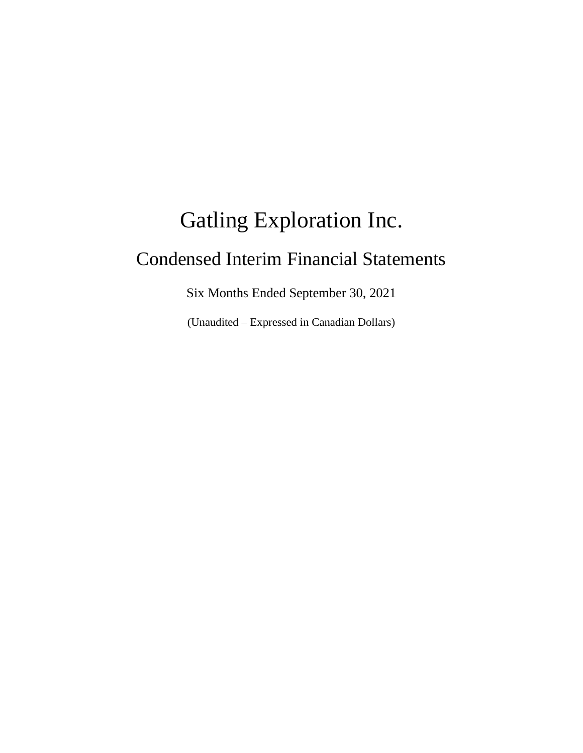# Gatling Exploration Inc.

## Condensed Interim Financial Statements

Six Months Ended September 30, 2021

(Unaudited – Expressed in Canadian Dollars)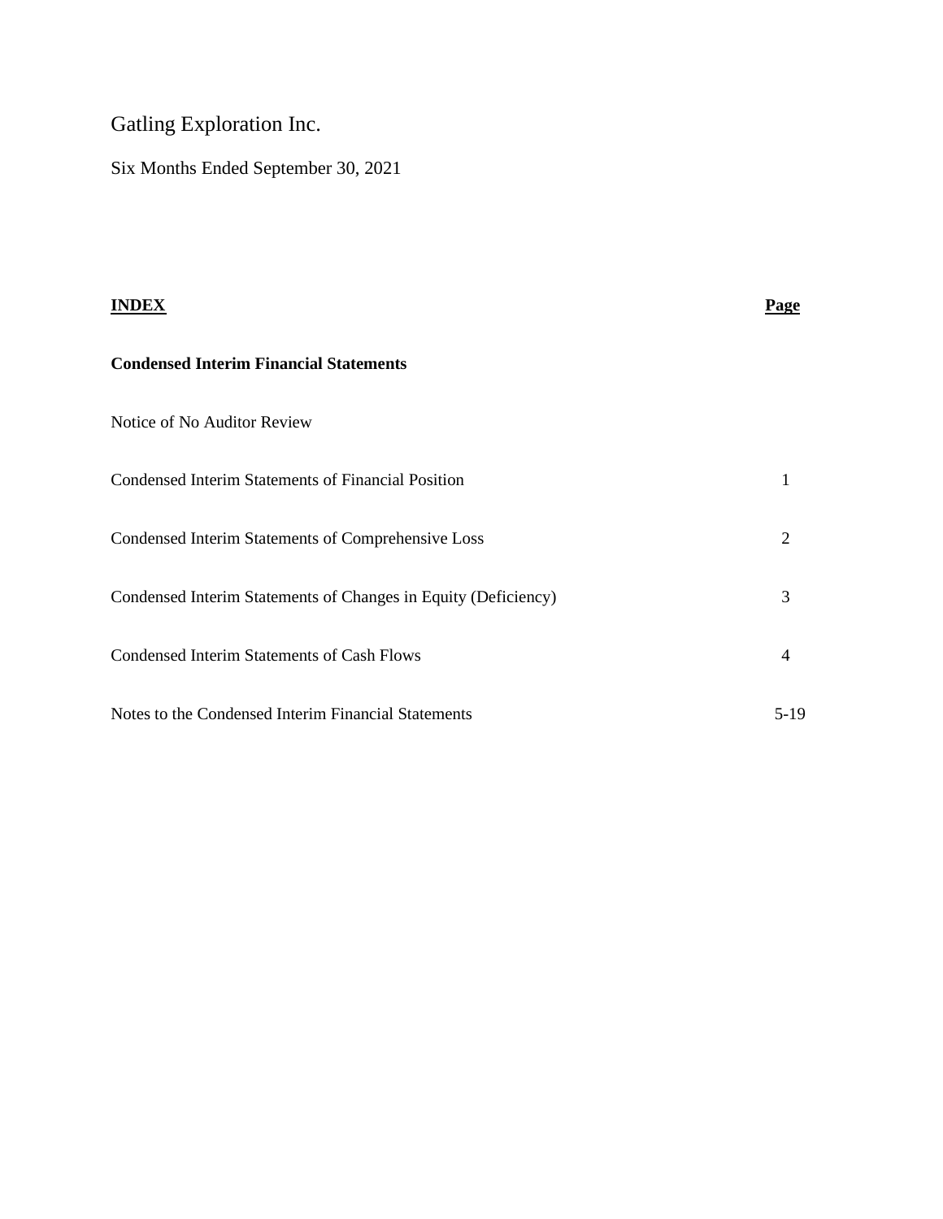# Gatling Exploration Inc.

Six Months Ended September 30, 2021

| **INDEX** | **Page** |
|---|---|
| **Condensed Interim Financial Statements** | |
| Notice of No Auditor Review | |
| Condensed Interim Statements of Financial Position | 1 |
| Condensed Interim Statements of Comprehensive Loss | 2 |
| Condensed Interim Statements of Changes in Equity (Deficiency) | 3 |
| Condensed Interim Statements of Cash Flows | 4 |
| Notes to the Condensed Interim Financial Statements | 5-19 |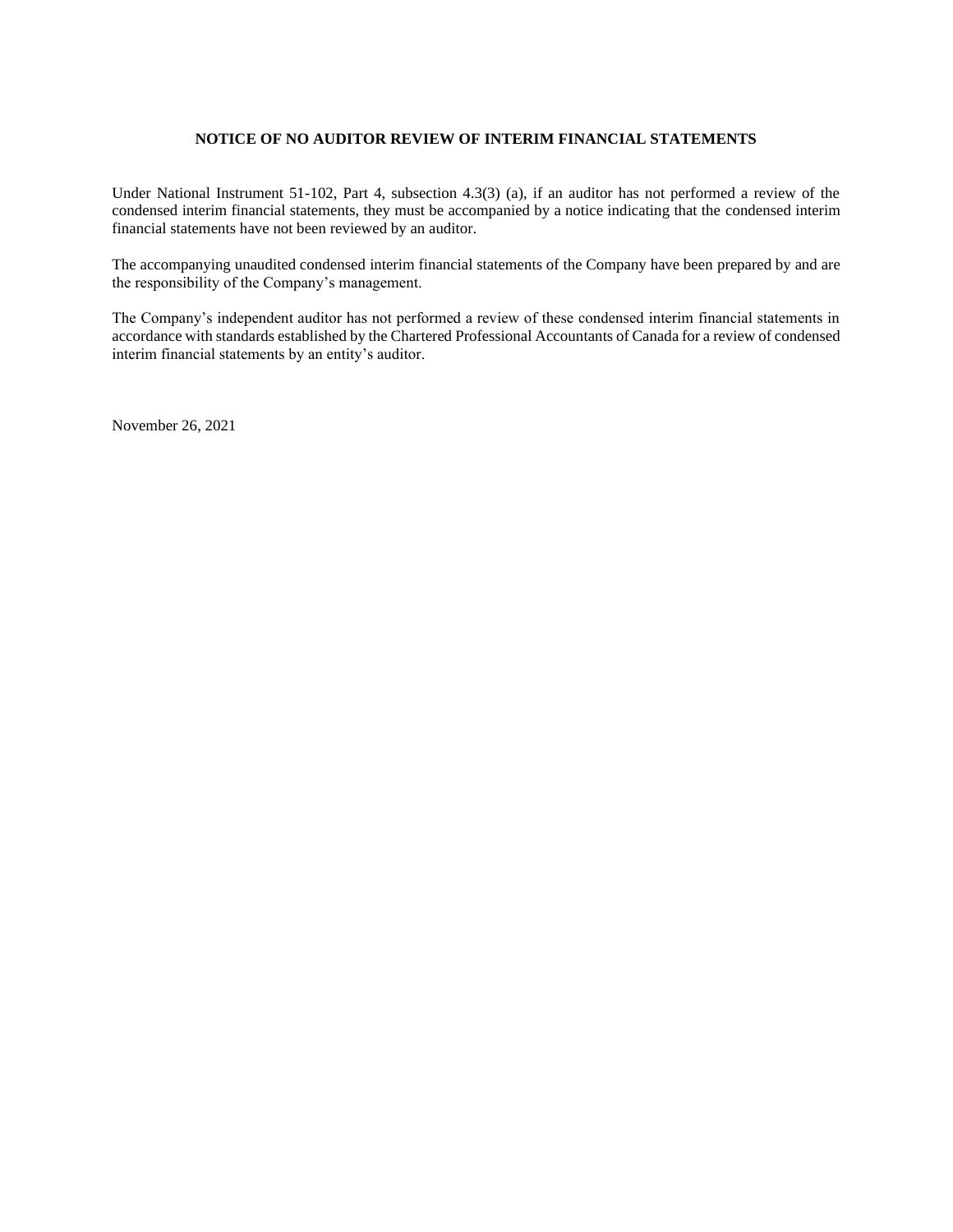## NOTICE OF NO AUDITOR REVIEW OF INTERIM FINANCIAL STATEMENTS

Under National Instrument 51-102, Part 4, subsection 4.3(3) (a), if an auditor has not performed a review of the condensed interim financial statements, they must be accompanied by a notice indicating that the condensed interim financial statements have not been reviewed by an auditor.

The accompanying unaudited condensed interim financial statements of the Company have been prepared by and are the responsibility of the Company's management.

The Company's independent auditor has not performed a review of these condensed interim financial statements in accordance with standards established by the Chartered Professional Accountants of Canada for a review of condensed interim financial statements by an entity's auditor.

November 26, 2021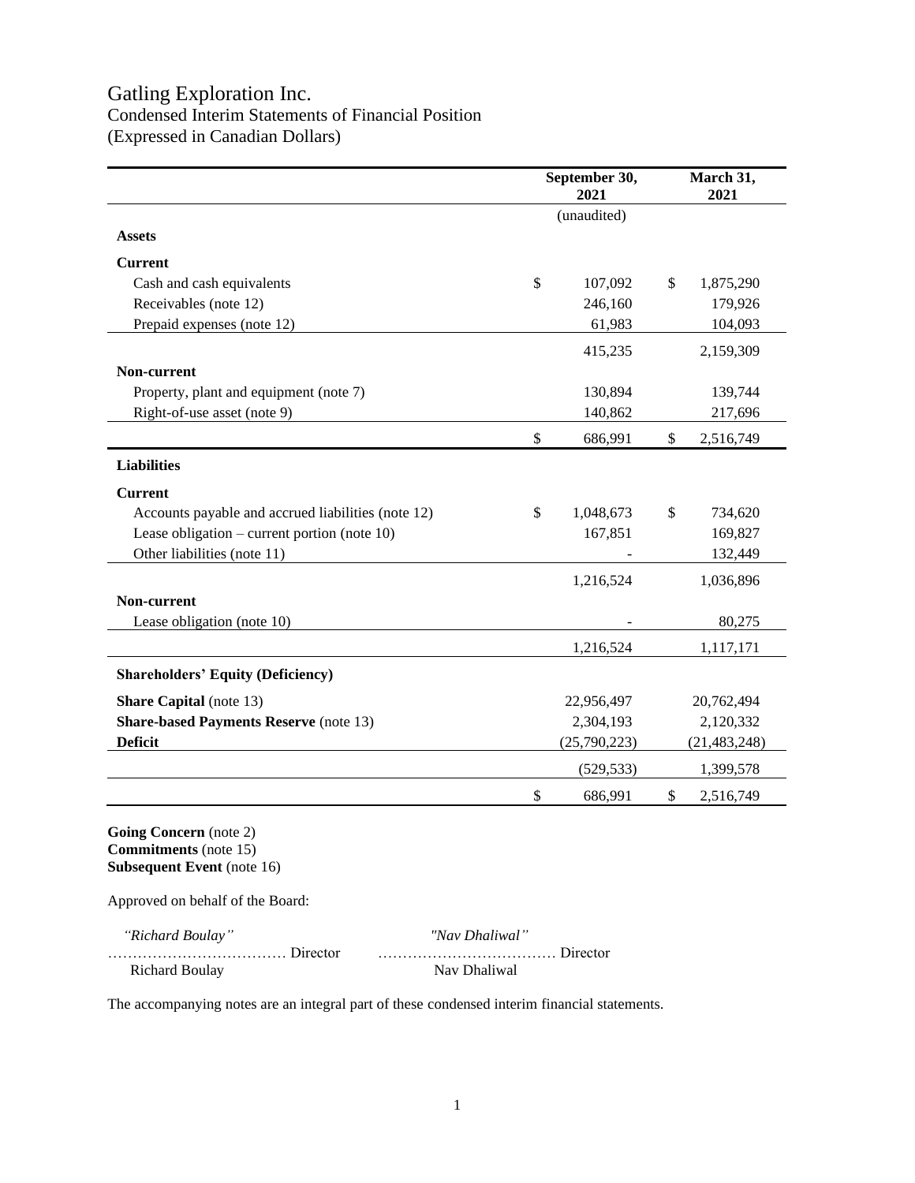# Gatling Exploration Inc.
## Condensed Interim Statements of Financial Position
## (Expressed in Canadian Dollars)

| | September 30, 2021 | March 31, 2021 |
|---|---|---|
| | (unaudited) | |
| **Assets** | | |
| **Current** | | |
| Cash and cash equivalents | $ 107,092 | $ 1,875,290 |
| Receivables (note 12) | 246,160 | 179,926 |
| Prepaid expenses (note 12) | 61,983 | 104,093 |
| | 415,235 | 2,159,309 |
| **Non-current** | | |
| Property, plant and equipment (note 7) | 130,894 | 139,744 |
| Right-of-use asset (note 9) | 140,862 | 217,696 |
| | $ 686,991 | $ 2,516,749 |
| **Liabilities** | | |
| **Current** | | |
| Accounts payable and accrued liabilities (note 12) | $ 1,048,673 | $ 734,620 |
| Lease obligation – current portion (note 10) | 167,851 | 169,827 |
| Other liabilities (note 11) | - | 132,449 |
| | 1,216,524 | 1,036,896 |
| **Non-current** | | |
| Lease obligation (note 10) | - | 80,275 |
| | 1,216,524 | 1,117,171 |
| **Shareholders' Equity (Deficiency)** | | |
| **Share Capital** (note 13) | 22,956,497 | 20,762,494 |
| **Share-based Payments Reserve** (note 13) | 2,304,193 | 2,120,332 |
| **Deficit** | (25,790,223) | (21,483,248) |
| | (529,533) | 1,399,578 |
| | $ 686,991 | $ 2,516,749 |

**Going Concern** (note 2)
**Commitments** (note 15)
**Subsequent Event** (note 16)

Approved on behalf of the Board:

*"Richard Boulay"* ……………………………… Director
Richard Boulay

*"Nav Dhaliwal"* ……………………………… Director
Nav Dhaliwal

The accompanying notes are an integral part of these condensed interim financial statements.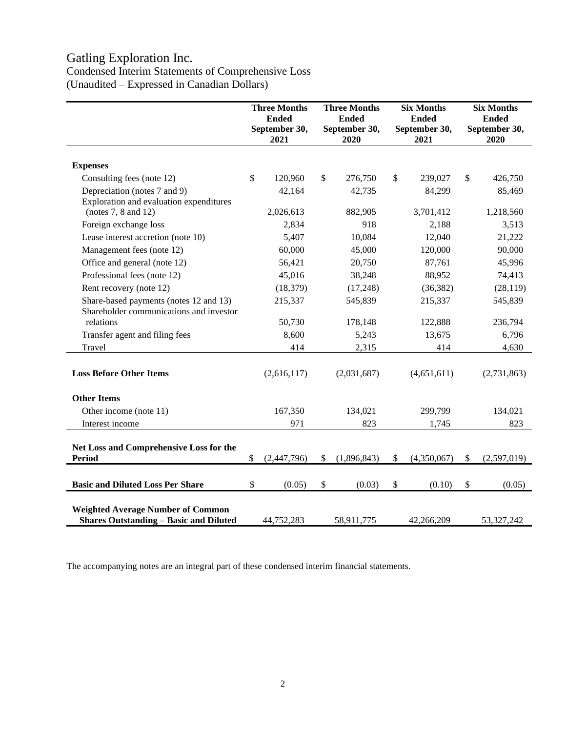# Gatling Exploration Inc.

Condensed Interim Statements of Comprehensive Loss
(Unaudited – Expressed in Canadian Dollars)

| | Three Months Ended September 30, 2021 | Three Months Ended September 30, 2020 | Six Months Ended September 30, 2021 | Six Months Ended September 30, 2020 |
|---|---|---|---|---|
| **Expenses** | | | | |
| Consulting fees (note 12) | $ 120,960 | $ 276,750 | $ 239,027 | $ 426,750 |
| Depreciation (notes 7 and 9) | 42,164 | 42,735 | 84,299 | 85,469 |
| Exploration and evaluation expenditures (notes 7, 8 and 12) | 2,026,613 | 882,905 | 3,701,412 | 1,218,560 |
| Foreign exchange loss | 2,834 | 918 | 2,188 | 3,513 |
| Lease interest accretion (note 10) | 5,407 | 10,084 | 12,040 | 21,222 |
| Management fees (note 12) | 60,000 | 45,000 | 120,000 | 90,000 |
| Office and general (note 12) | 56,421 | 20,750 | 87,761 | 45,996 |
| Professional fees (note 12) | 45,016 | 38,248 | 88,952 | 74,413 |
| Rent recovery (note 12) | (18,379) | (17,248) | (36,382) | (28,119) |
| Share-based payments (notes 12 and 13) | 215,337 | 545,839 | 215,337 | 545,839 |
| Shareholder communications and investor relations | 50,730 | 178,148 | 122,888 | 236,794 |
| Transfer agent and filing fees | 8,600 | 5,243 | 13,675 | 6,796 |
| Travel | 414 | 2,315 | 414 | 4,630 |
| **Loss Before Other Items** | (2,616,117) | (2,031,687) | (4,651,611) | (2,731,863) |
| **Other Items** | | | | |
| Other income (note 11) | 167,350 | 134,021 | 299,799 | 134,021 |
| Interest income | 971 | 823 | 1,745 | 823 |
| **Net Loss and Comprehensive Loss for the Period** | $ (2,447,796) | $ (1,896,843) | $ (4,350,067) | $ (2,597,019) |
| **Basic and Diluted Loss Per Share** | $ (0.05) | $ (0.03) | $ (0.10) | $ (0.05) |
| **Weighted Average Number of Common Shares Outstanding – Basic and Diluted** | 44,752,283 | 58,911,775 | 42,266,209 | 53,327,242 |

The accompanying notes are an integral part of these condensed interim financial statements.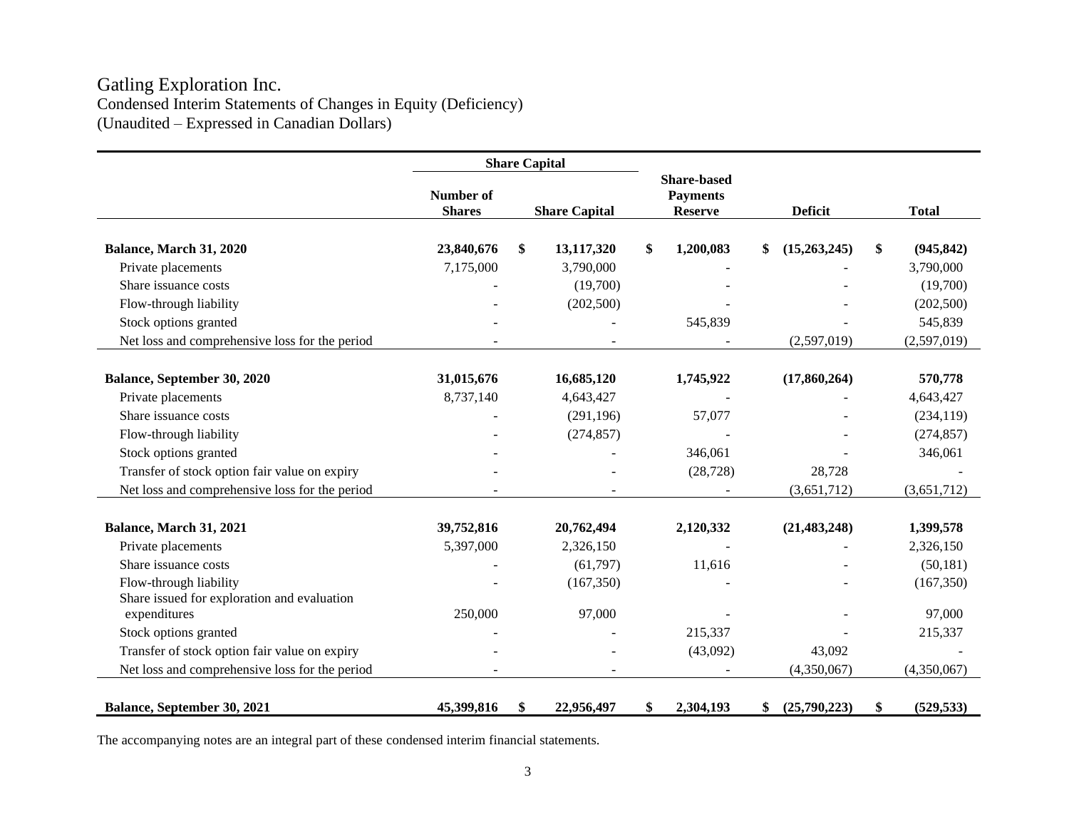# Gatling Exploration Inc.

Condensed Interim Statements of Changes in Equity (Deficiency)
(Unaudited – Expressed in Canadian Dollars)

| | Share Capital | | Share-based Payments Reserve | Deficit | Total |
|---|---|---|---|---|---|
| | Number of Shares | Share Capital | | | |
| **Balance, March 31, 2020** | **23,840,676** | **$ 13,117,320** | **$ 1,200,083** | **$ (15,263,245)** | **$ (945,842)** |
| Private placements | 7,175,000 | 3,790,000 | - | - | 3,790,000 |
| Share issuance costs | - | (19,700) | - | - | (19,700) |
| Flow-through liability | - | (202,500) | - | - | (202,500) |
| Stock options granted | - | - | 545,839 | - | 545,839 |
| Net loss and comprehensive loss for the period | - | - | - | (2,597,019) | (2,597,019) |
| **Balance, September 30, 2020** | **31,015,676** | **16,685,120** | **1,745,922** | **(17,860,264)** | **570,778** |
| Private placements | 8,737,140 | 4,643,427 | - | - | 4,643,427 |
| Share issuance costs | - | (291,196) | 57,077 | - | (234,119) |
| Flow-through liability | - | (274,857) | - | - | (274,857) |
| Stock options granted | - | - | 346,061 | - | 346,061 |
| Transfer of stock option fair value on expiry | - | - | (28,728) | 28,728 | - |
| Net loss and comprehensive loss for the period | - | - | - | (3,651,712) | (3,651,712) |
| **Balance, March 31, 2021** | **39,752,816** | **20,762,494** | **2,120,332** | **(21,483,248)** | **1,399,578** |
| Private placements | 5,397,000 | 2,326,150 | - | - | 2,326,150 |
| Share issuance costs | - | (61,797) | 11,616 | - | (50,181) |
| Flow-through liability | - | (167,350) | - | - | (167,350) |
| Share issued for exploration and evaluation expenditures | 250,000 | 97,000 | - | - | 97,000 |
| Stock options granted | - | - | 215,337 | - | 215,337 |
| Transfer of stock option fair value on expiry | - | - | (43,092) | 43,092 | - |
| Net loss and comprehensive loss for the period | - | - | - | (4,350,067) | (4,350,067) |
| **Balance, September 30, 2021** | **45,399,816** | **$ 22,956,497** | **$ 2,304,193** | **$ (25,790,223)** | **$ (529,533)** |

The accompanying notes are an integral part of these condensed interim financial statements.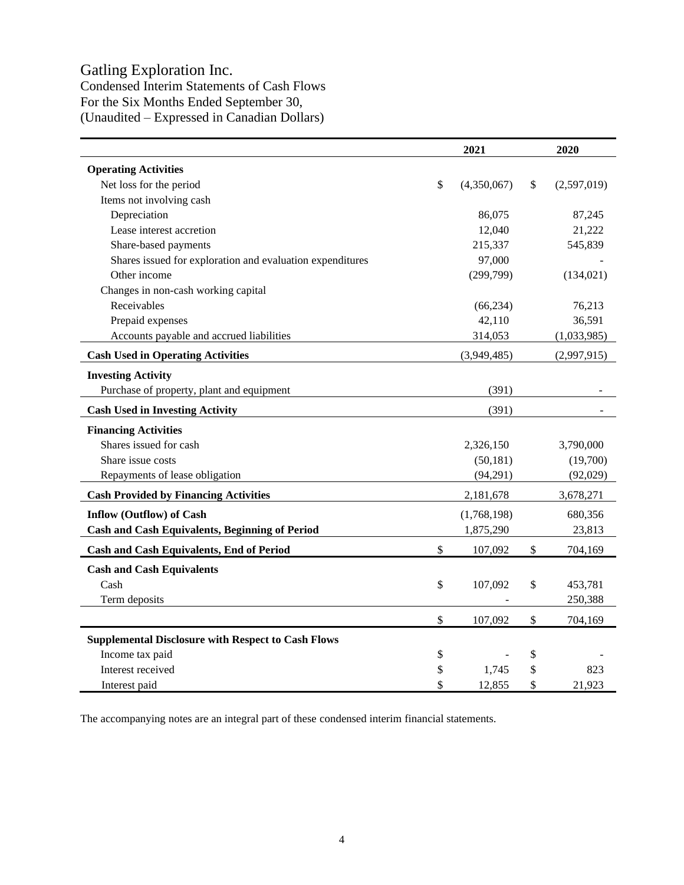# Gatling Exploration Inc.

Condensed Interim Statements of Cash Flows
For the Six Months Ended September 30,
(Unaudited – Expressed in Canadian Dollars)

| | 2021 | 2020 |
|---|---|---|
| **Operating Activities** | | |
| Net loss for the period | $ (4,350,067) | $ (2,597,019) |
| Items not involving cash | | |
| Depreciation | 86,075 | 87,245 |
| Lease interest accretion | 12,040 | 21,222 |
| Share-based payments | 215,337 | 545,839 |
| Shares issued for exploration and evaluation expenditures | 97,000 | - |
| Other income | (299,799) | (134,021) |
| Changes in non-cash working capital | | |
| Receivables | (66,234) | 76,213 |
| Prepaid expenses | 42,110 | 36,591 |
| Accounts payable and accrued liabilities | 314,053 | (1,033,985) |
| **Cash Used in Operating Activities** | (3,949,485) | (2,997,915) |
| **Investing Activity** | | |
| Purchase of property, plant and equipment | (391) | - |
| **Cash Used in Investing Activity** | (391) | - |
| **Financing Activities** | | |
| Shares issued for cash | 2,326,150 | 3,790,000 |
| Share issue costs | (50,181) | (19,700) |
| Repayments of lease obligation | (94,291) | (92,029) |
| **Cash Provided by Financing Activities** | 2,181,678 | 3,678,271 |
| **Inflow (Outflow) of Cash** | (1,768,198) | 680,356 |
| **Cash and Cash Equivalents, Beginning of Period** | 1,875,290 | 23,813 |
| **Cash and Cash Equivalents, End of Period** | $ 107,092 | $ 704,169 |
| **Cash and Cash Equivalents** | | |
| Cash | $ 107,092 | $ 453,781 |
| Term deposits | - | 250,388 |
| | $ 107,092 | $ 704,169 |
| **Supplemental Disclosure with Respect to Cash Flows** | | |
| Income tax paid | $ - | $ - |
| Interest received | $ 1,745 | $ 823 |
| Interest paid | $ 12,855 | $ 21,923 |

The accompanying notes are an integral part of these condensed interim financial statements.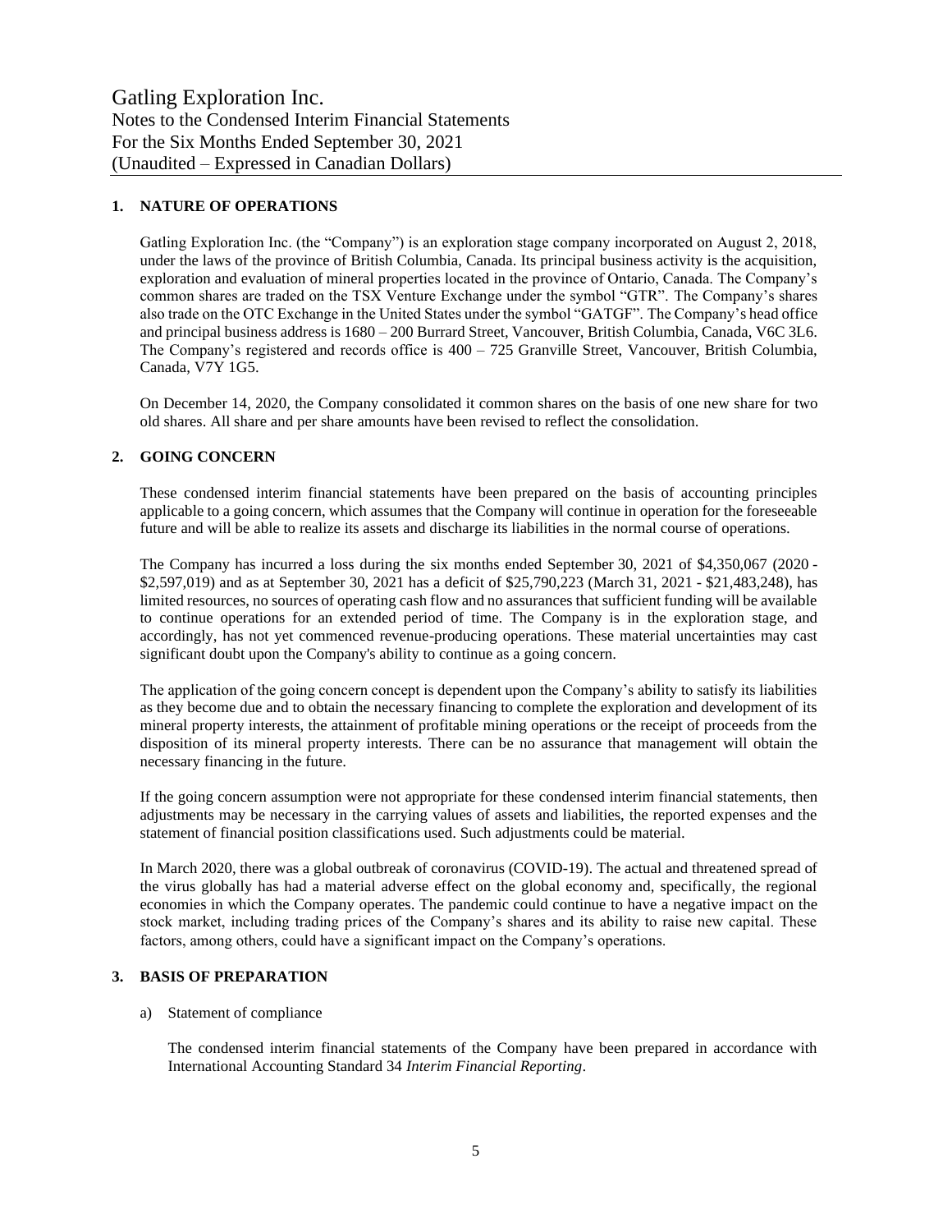# Gatling Exploration Inc.
Notes to the Condensed Interim Financial Statements
For the Six Months Ended September 30, 2021
(Unaudited – Expressed in Canadian Dollars)

## 1. NATURE OF OPERATIONS

Gatling Exploration Inc. (the "Company") is an exploration stage company incorporated on August 2, 2018, under the laws of the province of British Columbia, Canada. Its principal business activity is the acquisition, exploration and evaluation of mineral properties located in the province of Ontario, Canada. The Company's common shares are traded on the TSX Venture Exchange under the symbol "GTR". The Company's shares also trade on the OTC Exchange in the United States under the symbol "GATGF". The Company's head office and principal business address is 1680 – 200 Burrard Street, Vancouver, British Columbia, Canada, V6C 3L6. The Company's registered and records office is 400 – 725 Granville Street, Vancouver, British Columbia, Canada, V7Y 1G5.

On December 14, 2020, the Company consolidated it common shares on the basis of one new share for two old shares. All share and per share amounts have been revised to reflect the consolidation.

## 2. GOING CONCERN

These condensed interim financial statements have been prepared on the basis of accounting principles applicable to a going concern, which assumes that the Company will continue in operation for the foreseeable future and will be able to realize its assets and discharge its liabilities in the normal course of operations.

The Company has incurred a loss during the six months ended September 30, 2021 of $4,350,067 (2020 - $2,597,019) and as at September 30, 2021 has a deficit of $25,790,223 (March 31, 2021 - $21,483,248), has limited resources, no sources of operating cash flow and no assurances that sufficient funding will be available to continue operations for an extended period of time. The Company is in the exploration stage, and accordingly, has not yet commenced revenue-producing operations. These material uncertainties may cast significant doubt upon the Company's ability to continue as a going concern.

The application of the going concern concept is dependent upon the Company's ability to satisfy its liabilities as they become due and to obtain the necessary financing to complete the exploration and development of its mineral property interests, the attainment of profitable mining operations or the receipt of proceeds from the disposition of its mineral property interests. There can be no assurance that management will obtain the necessary financing in the future.

If the going concern assumption were not appropriate for these condensed interim financial statements, then adjustments may be necessary in the carrying values of assets and liabilities, the reported expenses and the statement of financial position classifications used. Such adjustments could be material.

In March 2020, there was a global outbreak of coronavirus (COVID-19). The actual and threatened spread of the virus globally has had a material adverse effect on the global economy and, specifically, the regional economies in which the Company operates. The pandemic could continue to have a negative impact on the stock market, including trading prices of the Company's shares and its ability to raise new capital. These factors, among others, could have a significant impact on the Company's operations.

## 3. BASIS OF PREPARATION

a) Statement of compliance

The condensed interim financial statements of the Company have been prepared in accordance with International Accounting Standard 34 *Interim Financial Reporting*.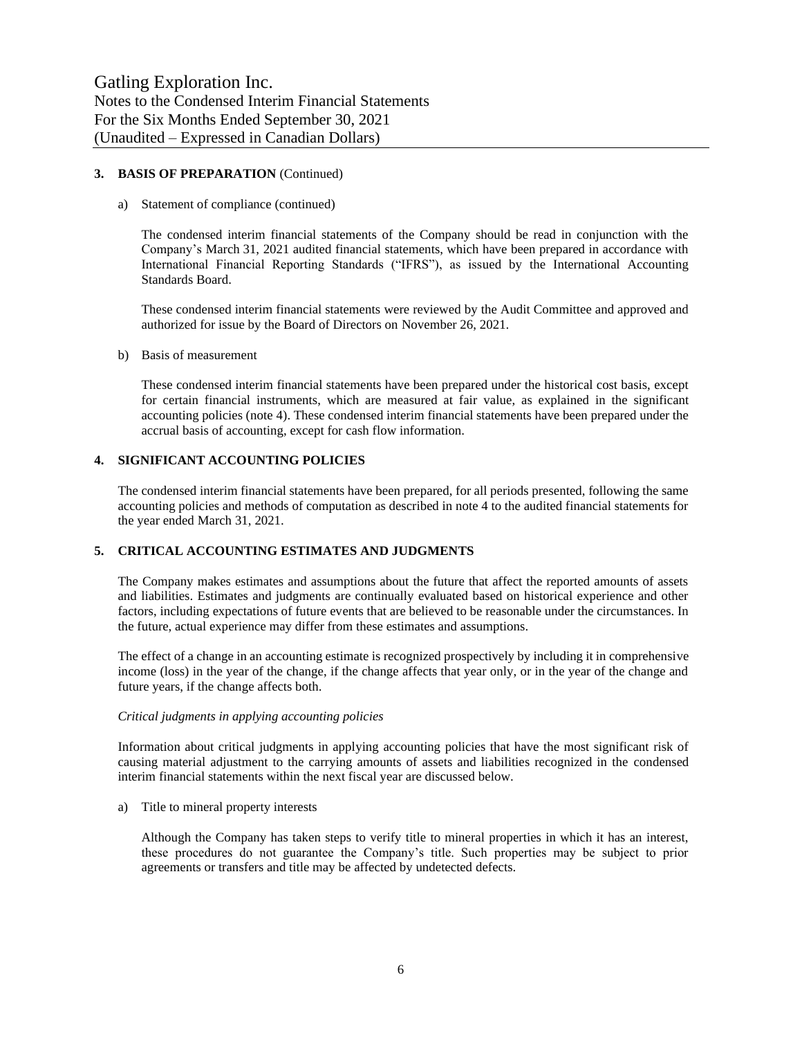### 3. BASIS OF PREPARATION (Continued)

a) Statement of compliance (continued)

The condensed interim financial statements of the Company should be read in conjunction with the Company's March 31, 2021 audited financial statements, which have been prepared in accordance with International Financial Reporting Standards ("IFRS"), as issued by the International Accounting Standards Board.

These condensed interim financial statements were reviewed by the Audit Committee and approved and authorized for issue by the Board of Directors on November 26, 2021.

b) Basis of measurement

These condensed interim financial statements have been prepared under the historical cost basis, except for certain financial instruments, which are measured at fair value, as explained in the significant accounting policies (note 4). These condensed interim financial statements have been prepared under the accrual basis of accounting, except for cash flow information.

### 4. SIGNIFICANT ACCOUNTING POLICIES

The condensed interim financial statements have been prepared, for all periods presented, following the same accounting policies and methods of computation as described in note 4 to the audited financial statements for the year ended March 31, 2021.

### 5. CRITICAL ACCOUNTING ESTIMATES AND JUDGMENTS

The Company makes estimates and assumptions about the future that affect the reported amounts of assets and liabilities. Estimates and judgments are continually evaluated based on historical experience and other factors, including expectations of future events that are believed to be reasonable under the circumstances. In the future, actual experience may differ from these estimates and assumptions.

The effect of a change in an accounting estimate is recognized prospectively by including it in comprehensive income (loss) in the year of the change, if the change affects that year only, or in the year of the change and future years, if the change affects both.

*Critical judgments in applying accounting policies*

Information about critical judgments in applying accounting policies that have the most significant risk of causing material adjustment to the carrying amounts of assets and liabilities recognized in the condensed interim financial statements within the next fiscal year are discussed below.

a) Title to mineral property interests

Although the Company has taken steps to verify title to mineral properties in which it has an interest, these procedures do not guarantee the Company's title. Such properties may be subject to prior agreements or transfers and title may be affected by undetected defects.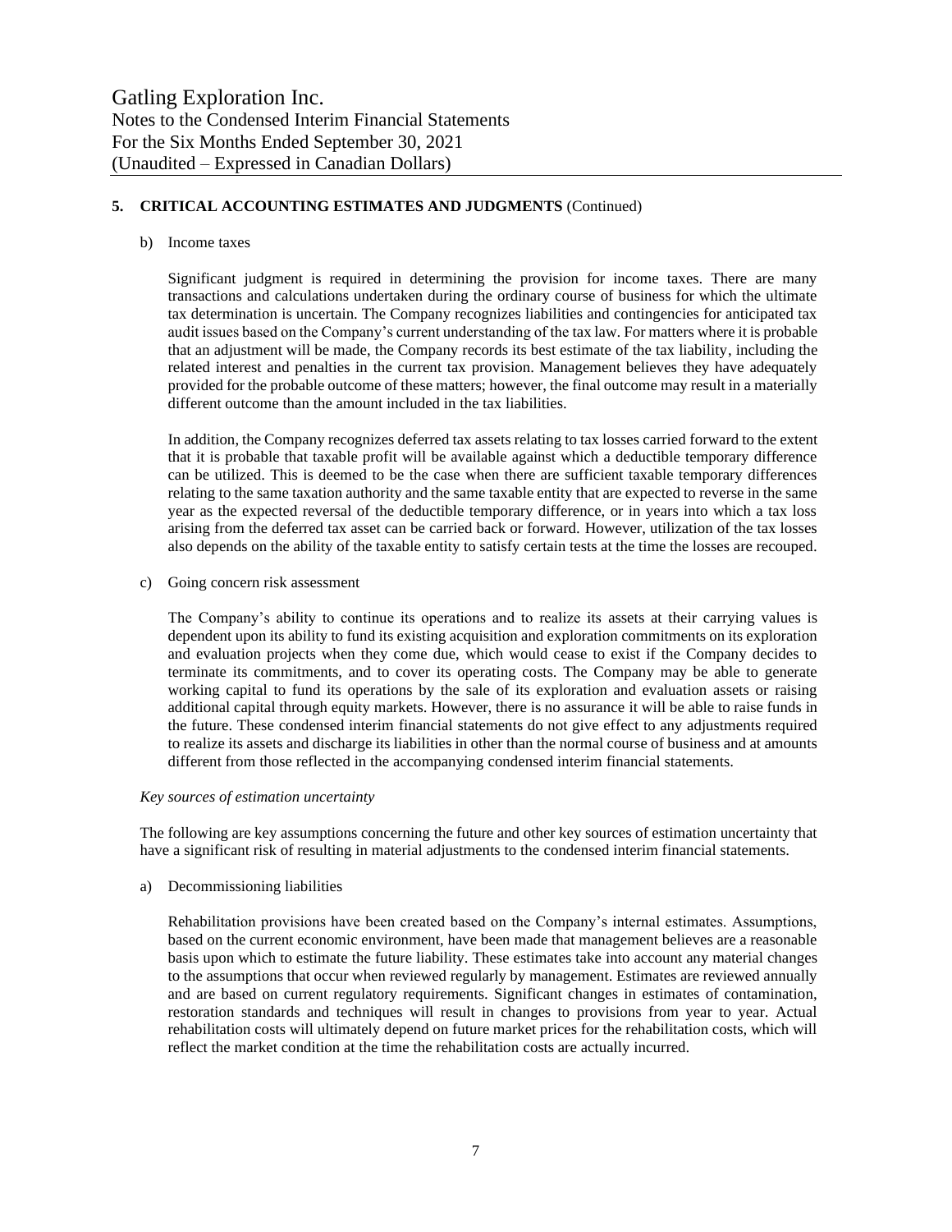## 5. CRITICAL ACCOUNTING ESTIMATES AND JUDGMENTS (Continued)

b) Income taxes

Significant judgment is required in determining the provision for income taxes. There are many transactions and calculations undertaken during the ordinary course of business for which the ultimate tax determination is uncertain. The Company recognizes liabilities and contingencies for anticipated tax audit issues based on the Company's current understanding of the tax law. For matters where it is probable that an adjustment will be made, the Company records its best estimate of the tax liability, including the related interest and penalties in the current tax provision. Management believes they have adequately provided for the probable outcome of these matters; however, the final outcome may result in a materially different outcome than the amount included in the tax liabilities.

In addition, the Company recognizes deferred tax assets relating to tax losses carried forward to the extent that it is probable that taxable profit will be available against which a deductible temporary difference can be utilized. This is deemed to be the case when there are sufficient taxable temporary differences relating to the same taxation authority and the same taxable entity that are expected to reverse in the same year as the expected reversal of the deductible temporary difference, or in years into which a tax loss arising from the deferred tax asset can be carried back or forward. However, utilization of the tax losses also depends on the ability of the taxable entity to satisfy certain tests at the time the losses are recouped.

c) Going concern risk assessment

The Company's ability to continue its operations and to realize its assets at their carrying values is dependent upon its ability to fund its existing acquisition and exploration commitments on its exploration and evaluation projects when they come due, which would cease to exist if the Company decides to terminate its commitments, and to cover its operating costs. The Company may be able to generate working capital to fund its operations by the sale of its exploration and evaluation assets or raising additional capital through equity markets. However, there is no assurance it will be able to raise funds in the future. These condensed interim financial statements do not give effect to any adjustments required to realize its assets and discharge its liabilities in other than the normal course of business and at amounts different from those reflected in the accompanying condensed interim financial statements.

*Key sources of estimation uncertainty*

The following are key assumptions concerning the future and other key sources of estimation uncertainty that have a significant risk of resulting in material adjustments to the condensed interim financial statements.

a) Decommissioning liabilities

Rehabilitation provisions have been created based on the Company's internal estimates. Assumptions, based on the current economic environment, have been made that management believes are a reasonable basis upon which to estimate the future liability. These estimates take into account any material changes to the assumptions that occur when reviewed regularly by management. Estimates are reviewed annually and are based on current regulatory requirements. Significant changes in estimates of contamination, restoration standards and techniques will result in changes to provisions from year to year. Actual rehabilitation costs will ultimately depend on future market prices for the rehabilitation costs, which will reflect the market condition at the time the rehabilitation costs are actually incurred.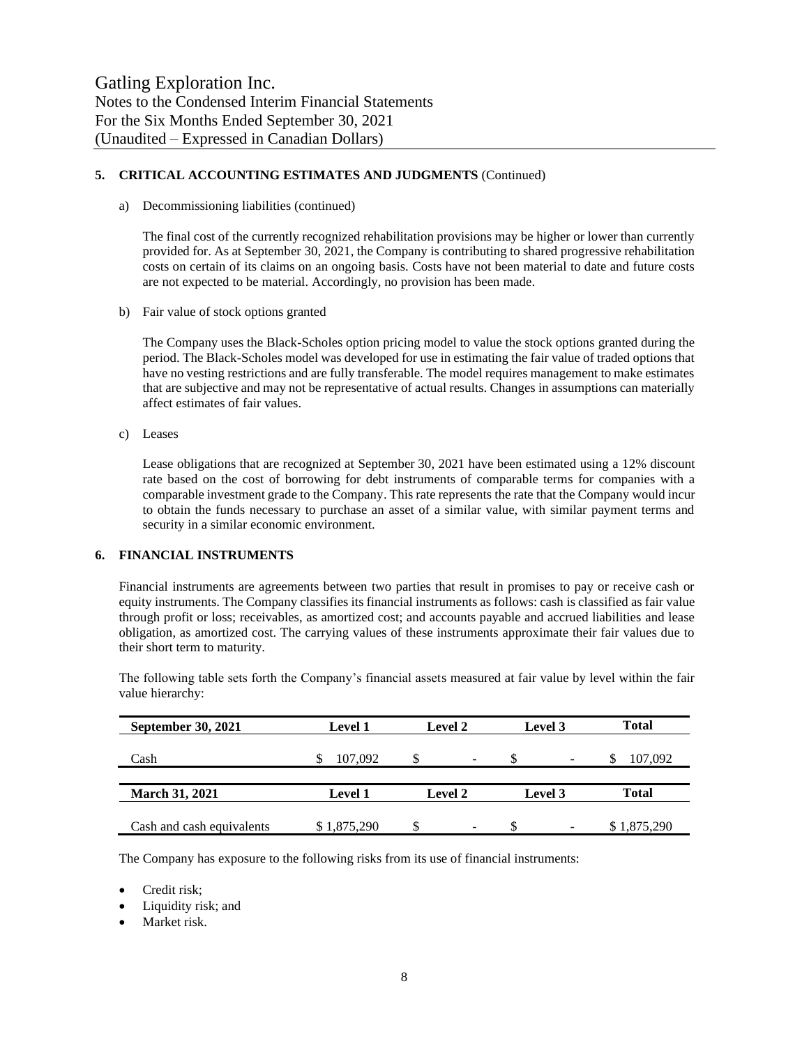## 5. CRITICAL ACCOUNTING ESTIMATES AND JUDGMENTS (Continued)

a) Decommissioning liabilities (continued)

The final cost of the currently recognized rehabilitation provisions may be higher or lower than currently provided for. As at September 30, 2021, the Company is contributing to shared progressive rehabilitation costs on certain of its claims on an ongoing basis. Costs have not been material to date and future costs are not expected to be material. Accordingly, no provision has been made.

b) Fair value of stock options granted

The Company uses the Black-Scholes option pricing model to value the stock options granted during the period. The Black-Scholes model was developed for use in estimating the fair value of traded options that have no vesting restrictions and are fully transferable. The model requires management to make estimates that are subjective and may not be representative of actual results. Changes in assumptions can materially affect estimates of fair values.

c) Leases

Lease obligations that are recognized at September 30, 2021 have been estimated using a 12% discount rate based on the cost of borrowing for debt instruments of comparable terms for companies with a comparable investment grade to the Company. This rate represents the rate that the Company would incur to obtain the funds necessary to purchase an asset of a similar value, with similar payment terms and security in a similar economic environment.

## 6. FINANCIAL INSTRUMENTS

Financial instruments are agreements between two parties that result in promises to pay or receive cash or equity instruments. The Company classifies its financial instruments as follows: cash is classified as fair value through profit or loss; receivables, as amortized cost; and accounts payable and accrued liabilities and lease obligation, as amortized cost. The carrying values of these instruments approximate their fair values due to their short term to maturity.

The following table sets forth the Company's financial assets measured at fair value by level within the fair value hierarchy:

| **September 30, 2021** | **Level 1** | **Level 2** | **Level 3** | **Total** |
|---|---|---|---|---|
| Cash | $ 107,092 | $ - | $ - | $ 107,092 |

| **March 31, 2021** | **Level 1** | **Level 2** | **Level 3** | **Total** |
|---|---|---|---|---|
| Cash and cash equivalents | $ 1,875,290 | $ - | $ - | $ 1,875,290 |

The Company has exposure to the following risks from its use of financial instruments:

- Credit risk;
- Liquidity risk; and
- Market risk.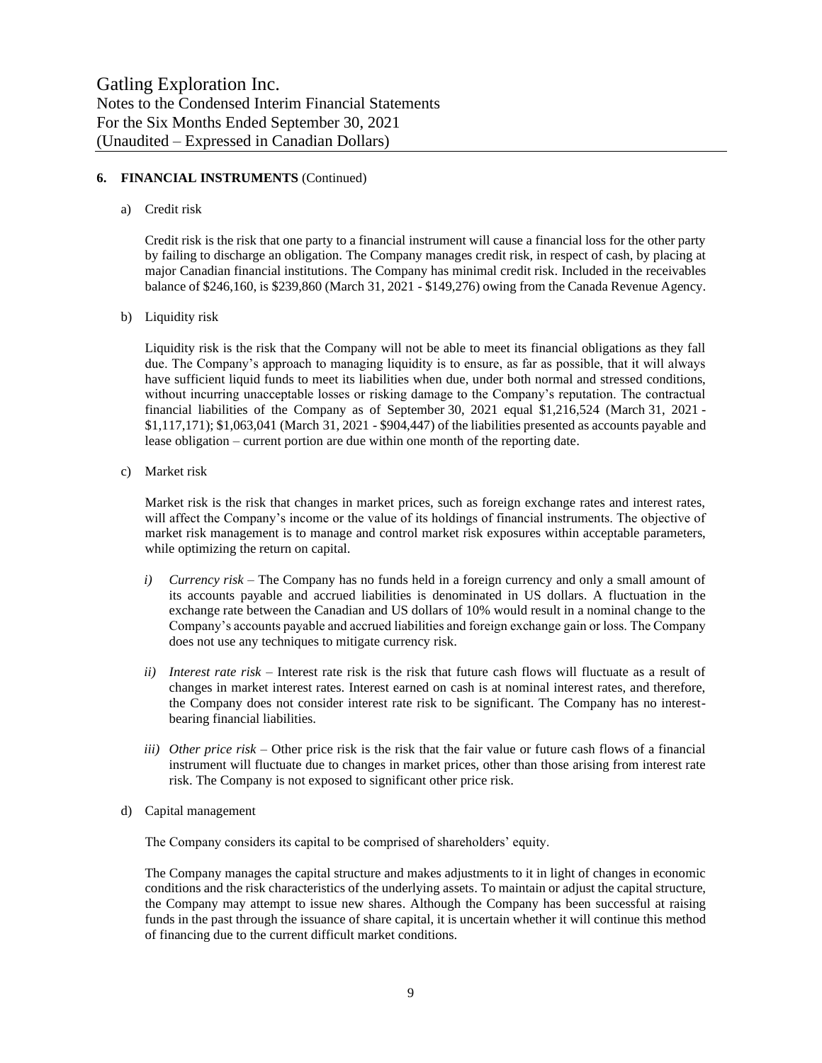## 6. FINANCIAL INSTRUMENTS (Continued)

a) Credit risk

Credit risk is the risk that one party to a financial instrument will cause a financial loss for the other party by failing to discharge an obligation. The Company manages credit risk, in respect of cash, by placing at major Canadian financial institutions. The Company has minimal credit risk. Included in the receivables balance of $246,160, is $239,860 (March 31, 2021 - $149,276) owing from the Canada Revenue Agency.

b) Liquidity risk

Liquidity risk is the risk that the Company will not be able to meet its financial obligations as they fall due. The Company's approach to managing liquidity is to ensure, as far as possible, that it will always have sufficient liquid funds to meet its liabilities when due, under both normal and stressed conditions, without incurring unacceptable losses or risking damage to the Company's reputation. The contractual financial liabilities of the Company as of September 30, 2021 equal $1,216,524 (March 31, 2021 - $1,117,171); $1,063,041 (March 31, 2021 - $904,447) of the liabilities presented as accounts payable and lease obligation – current portion are due within one month of the reporting date.

c) Market risk

Market risk is the risk that changes in market prices, such as foreign exchange rates and interest rates, will affect the Company's income or the value of its holdings of financial instruments. The objective of market risk management is to manage and control market risk exposures within acceptable parameters, while optimizing the return on capital.

*i) Currency risk* – The Company has no funds held in a foreign currency and only a small amount of its accounts payable and accrued liabilities is denominated in US dollars. A fluctuation in the exchange rate between the Canadian and US dollars of 10% would result in a nominal change to the Company's accounts payable and accrued liabilities and foreign exchange gain or loss. The Company does not use any techniques to mitigate currency risk.

*ii) Interest rate risk* – Interest rate risk is the risk that future cash flows will fluctuate as a result of changes in market interest rates. Interest earned on cash is at nominal interest rates, and therefore, the Company does not consider interest rate risk to be significant. The Company has no interest-bearing financial liabilities.

*iii) Other price risk* – Other price risk is the risk that the fair value or future cash flows of a financial instrument will fluctuate due to changes in market prices, other than those arising from interest rate risk. The Company is not exposed to significant other price risk.

d) Capital management

The Company considers its capital to be comprised of shareholders' equity.

The Company manages the capital structure and makes adjustments to it in light of changes in economic conditions and the risk characteristics of the underlying assets. To maintain or adjust the capital structure, the Company may attempt to issue new shares. Although the Company has been successful at raising funds in the past through the issuance of share capital, it is uncertain whether it will continue this method of financing due to the current difficult market conditions.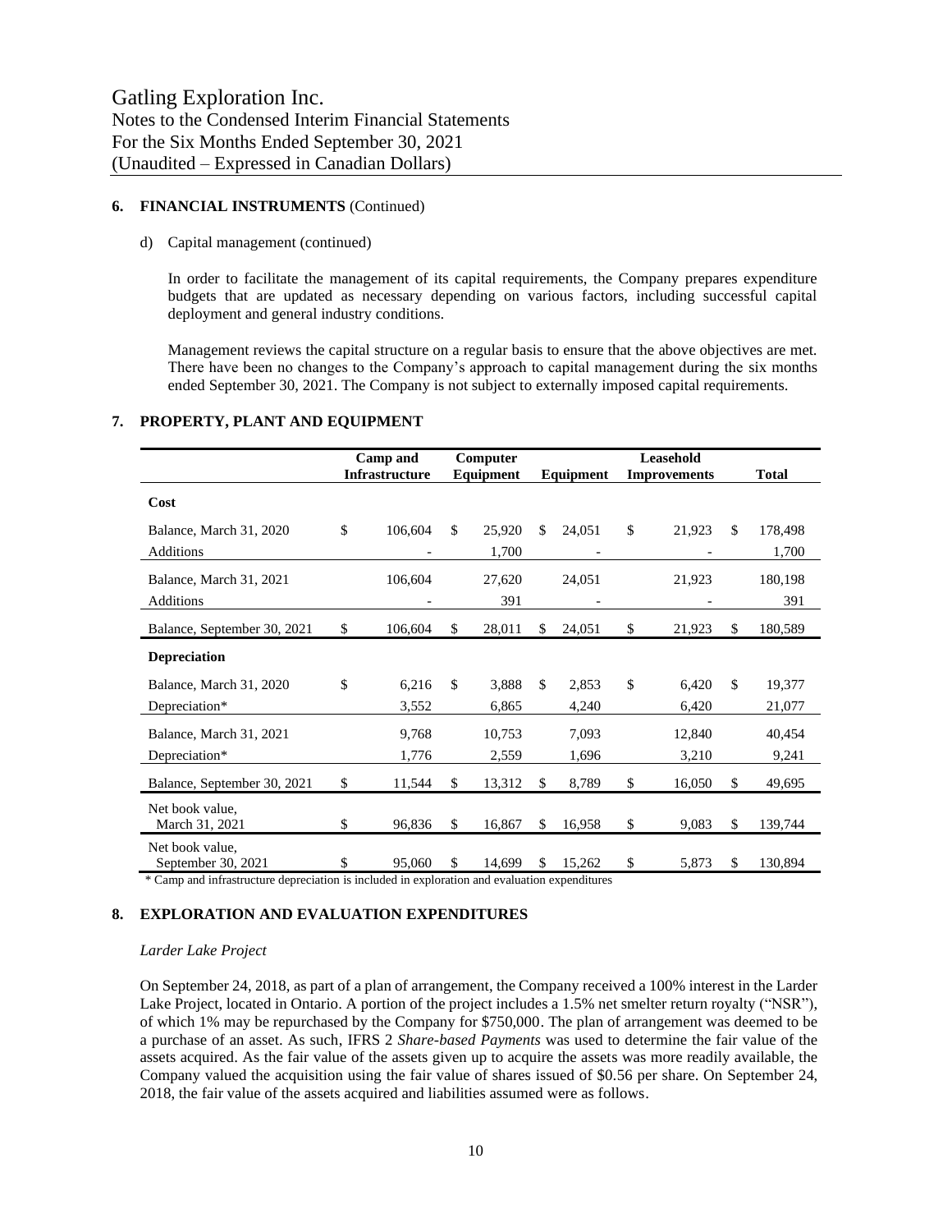### 6. FINANCIAL INSTRUMENTS (Continued)

d) Capital management (continued)

In order to facilitate the management of its capital requirements, the Company prepares expenditure budgets that are updated as necessary depending on various factors, including successful capital deployment and general industry conditions.

Management reviews the capital structure on a regular basis to ensure that the above objectives are met. There have been no changes to the Company's approach to capital management during the six months ended September 30, 2021. The Company is not subject to externally imposed capital requirements.

### 7. PROPERTY, PLANT AND EQUIPMENT

| | Camp and Infrastructure | Computer Equipment | Equipment | Leasehold Improvements | Total |
|---|---|---|---|---|---|
| **Cost** | | | | | |
| Balance, March 31, 2020 | $ 106,604 | $ 25,920 | $ 24,051 | $ 21,923 | $ 178,498 |
| Additions | - | 1,700 | - | - | 1,700 |
| Balance, March 31, 2021 | 106,604 | 27,620 | 24,051 | 21,923 | 180,198 |
| Additions | - | 391 | - | - | 391 |
| Balance, September 30, 2021 | $ 106,604 | $ 28,011 | $ 24,051 | $ 21,923 | $ 180,589 |
| **Depreciation** | | | | | |
| Balance, March 31, 2020 | $ 6,216 | $ 3,888 | $ 2,853 | $ 6,420 | $ 19,377 |
| Depreciation* | 3,552 | 6,865 | 4,240 | 6,420 | 21,077 |
| Balance, March 31, 2021 | 9,768 | 10,753 | 7,093 | 12,840 | 40,454 |
| Depreciation* | 1,776 | 2,559 | 1,696 | 3,210 | 9,241 |
| Balance, September 30, 2021 | $ 11,544 | $ 13,312 | $ 8,789 | $ 16,050 | $ 49,695 |
| Net book value, March 31, 2021 | $ 96,836 | $ 16,867 | $ 16,958 | $ 9,083 | $ 139,744 |
| Net book value, September 30, 2021 | $ 95,060 | $ 14,699 | $ 15,262 | $ 5,873 | $ 130,894 |

\* Camp and infrastructure depreciation is included in exploration and evaluation expenditures

### 8. EXPLORATION AND EVALUATION EXPENDITURES

*Larder Lake Project*

On September 24, 2018, as part of a plan of arrangement, the Company received a 100% interest in the Larder Lake Project, located in Ontario. A portion of the project includes a 1.5% net smelter return royalty ("NSR"), of which 1% may be repurchased by the Company for $750,000. The plan of arrangement was deemed to be a purchase of an asset. As such, IFRS 2 *Share-based Payments* was used to determine the fair value of the assets acquired. As the fair value of the assets given up to acquire the assets was more readily available, the Company valued the acquisition using the fair value of shares issued of $0.56 per share. On September 24, 2018, the fair value of the assets acquired and liabilities assumed were as follows.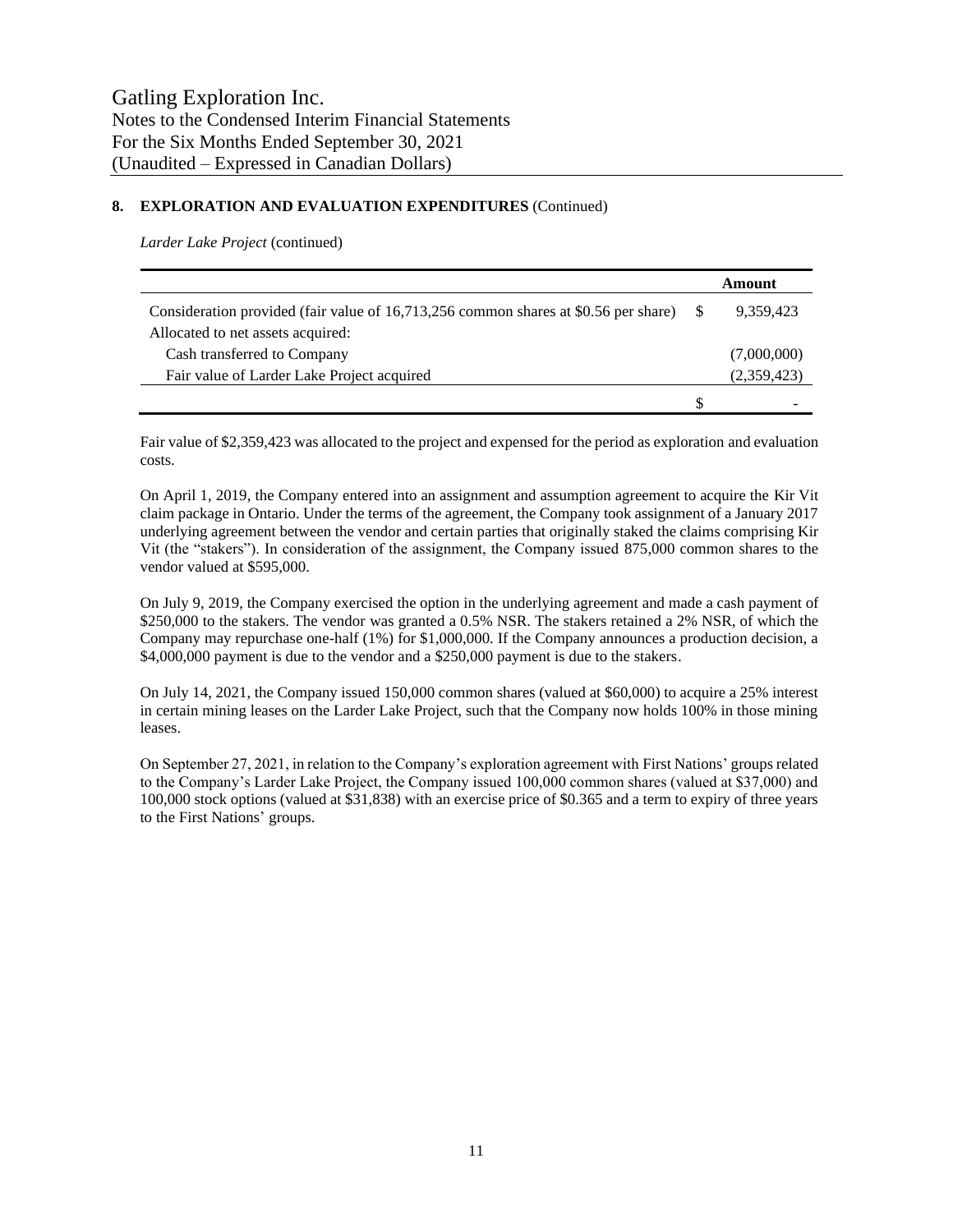## 8. EXPLORATION AND EVALUATION EXPENDITURES (Continued)

*Larder Lake Project* (continued)

| | | Amount |
|---|---|---|
| Consideration provided (fair value of 16,713,256 common shares at $0.56 per share) | $ | 9,359,423 |
| Allocated to net assets acquired: | | |
| Cash transferred to Company | | (7,000,000) |
| Fair value of Larder Lake Project acquired | | (2,359,423) |
| | $ | - |

Fair value of $2,359,423 was allocated to the project and expensed for the period as exploration and evaluation costs.

On April 1, 2019, the Company entered into an assignment and assumption agreement to acquire the Kir Vit claim package in Ontario. Under the terms of the agreement, the Company took assignment of a January 2017 underlying agreement between the vendor and certain parties that originally staked the claims comprising Kir Vit (the "stakers"). In consideration of the assignment, the Company issued 875,000 common shares to the vendor valued at $595,000.

On July 9, 2019, the Company exercised the option in the underlying agreement and made a cash payment of $250,000 to the stakers. The vendor was granted a 0.5% NSR. The stakers retained a 2% NSR, of which the Company may repurchase one-half (1%) for $1,000,000. If the Company announces a production decision, a $4,000,000 payment is due to the vendor and a $250,000 payment is due to the stakers.

On July 14, 2021, the Company issued 150,000 common shares (valued at $60,000) to acquire a 25% interest in certain mining leases on the Larder Lake Project, such that the Company now holds 100% in those mining leases.

On September 27, 2021, in relation to the Company's exploration agreement with First Nations' groups related to the Company's Larder Lake Project, the Company issued 100,000 common shares (valued at $37,000) and 100,000 stock options (valued at $31,838) with an exercise price of $0.365 and a term to expiry of three years to the First Nations' groups.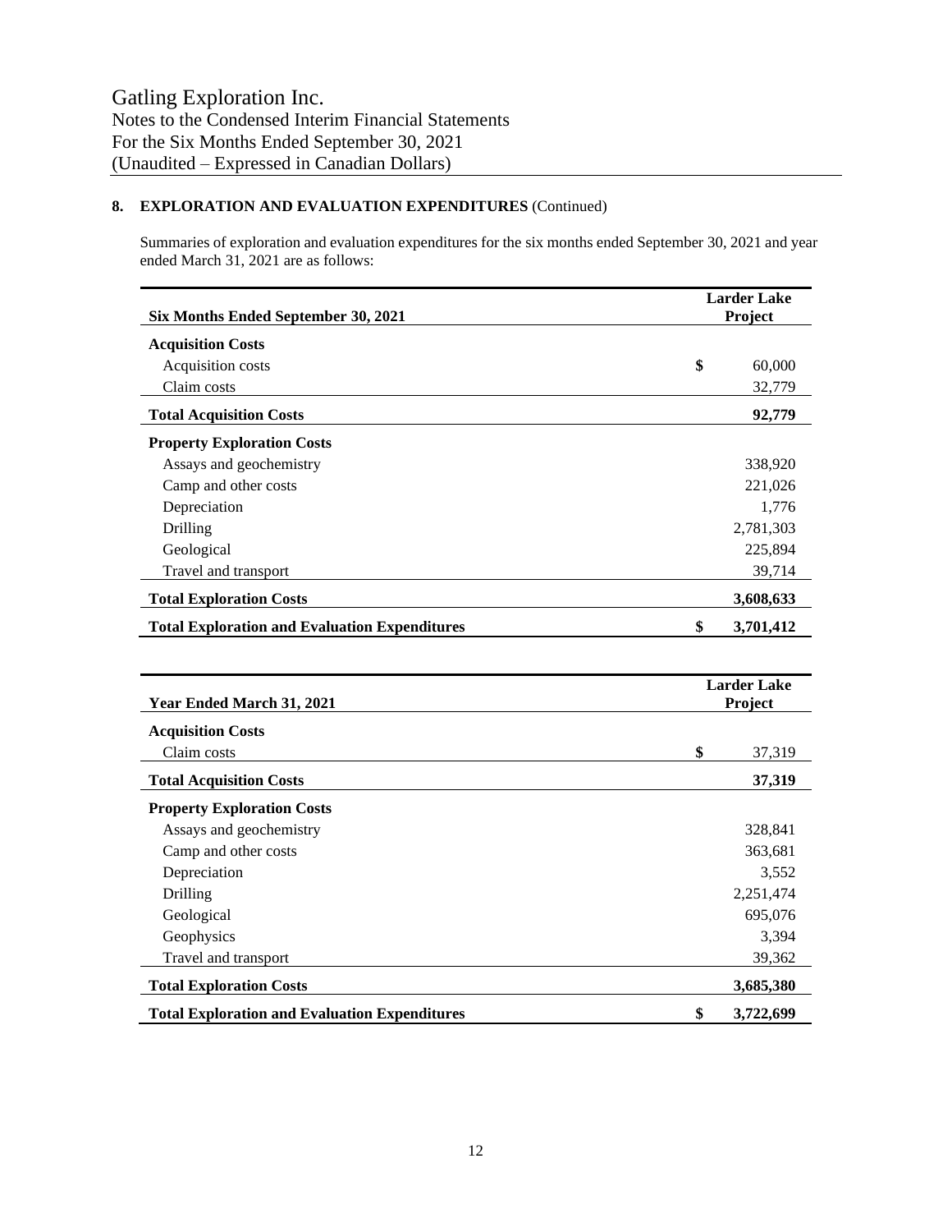## 8. EXPLORATION AND EVALUATION EXPENDITURES (Continued)

Summaries of exploration and evaluation expenditures for the six months ended September 30, 2021 and year ended March 31, 2021 are as follows:

| Six Months Ended September 30, 2021 | | Larder Lake Project |
|---|---|---|
| **Acquisition Costs** | | |
| Acquisition costs | $ | 60,000 |
| Claim costs | | 32,779 |
| **Total Acquisition Costs** | | **92,779** |
| **Property Exploration Costs** | | |
| Assays and geochemistry | | 338,920 |
| Camp and other costs | | 221,026 |
| Depreciation | | 1,776 |
| Drilling | | 2,781,303 |
| Geological | | 225,894 |
| Travel and transport | | 39,714 |
| **Total Exploration Costs** | | **3,608,633** |
| **Total Exploration and Evaluation Expenditures** | **$** | **3,701,412** |

| Year Ended March 31, 2021 | | Larder Lake Project |
|---|---|---|
| **Acquisition Costs** | | |
| Claim costs | $ | 37,319 |
| **Total Acquisition Costs** | | **37,319** |
| **Property Exploration Costs** | | |
| Assays and geochemistry | | 328,841 |
| Camp and other costs | | 363,681 |
| Depreciation | | 3,552 |
| Drilling | | 2,251,474 |
| Geological | | 695,076 |
| Geophysics | | 3,394 |
| Travel and transport | | 39,362 |
| **Total Exploration Costs** | | **3,685,380** |
| **Total Exploration and Evaluation Expenditures** | **$** | **3,722,699** |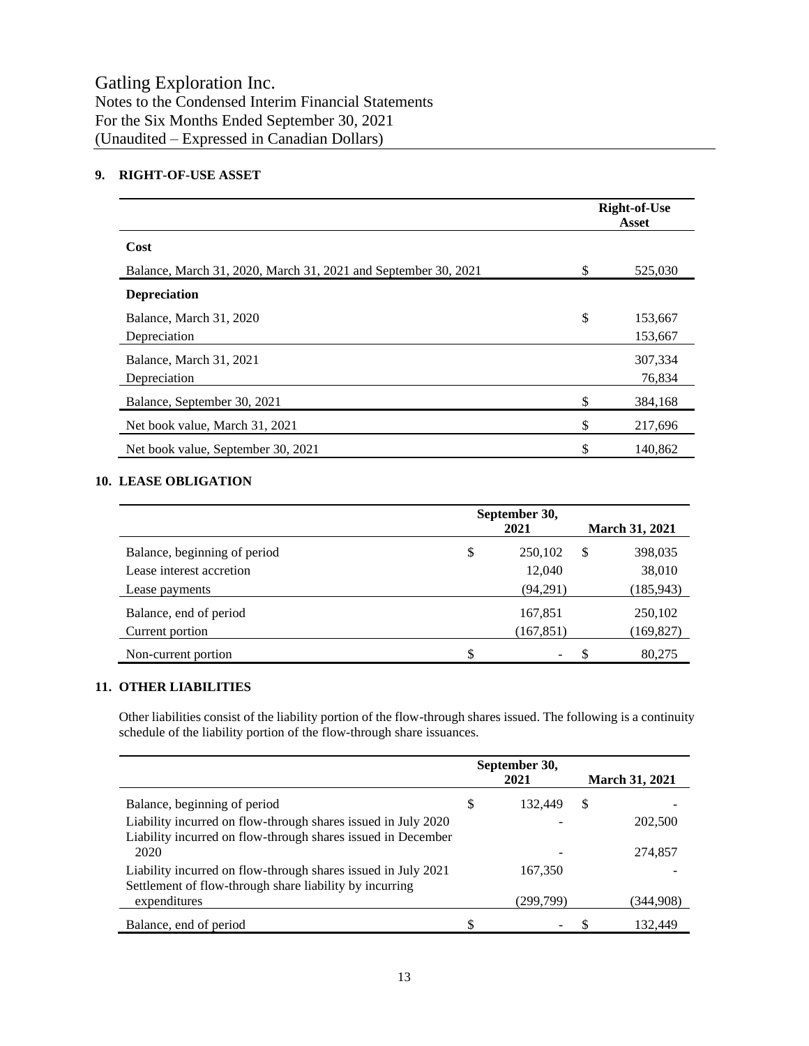## 9. RIGHT-OF-USE ASSET

| | Right-of-Use Asset |
|---|---|
| **Cost** | |
| Balance, March 31, 2020, March 31, 2021 and September 30, 2021 | $ 525,030 |
| **Depreciation** | |
| Balance, March 31, 2020 | $ 153,667 |
| Depreciation | 153,667 |
| Balance, March 31, 2021 | 307,334 |
| Depreciation | 76,834 |
| Balance, September 30, 2021 | $ 384,168 |
| Net book value, March 31, 2021 | $ 217,696 |
| Net book value, September 30, 2021 | $ 140,862 |

## 10. LEASE OBLIGATION

| | September 30, 2021 | March 31, 2021 |
|---|---|---|
| Balance, beginning of period | $ 250,102 | $ 398,035 |
| Lease interest accretion | 12,040 | 38,010 |
| Lease payments | (94,291) | (185,943) |
| Balance, end of period | 167,851 | 250,102 |
| Current portion | (167,851) | (169,827) |
| Non-current portion | $ - | $ 80,275 |

## 11. OTHER LIABILITIES

Other liabilities consist of the liability portion of the flow-through shares issued. The following is a continuity schedule of the liability portion of the flow-through share issuances.

| | September 30, 2021 | March 31, 2021 |
|---|---|---|
| Balance, beginning of period | $ 132,449 | $ - |
| Liability incurred on flow-through shares issued in July 2020 | - | 202,500 |
| Liability incurred on flow-through shares issued in December 2020 | - | 274,857 |
| Liability incurred on flow-through shares issued in July 2021 | 167,350 | - |
| Settlement of flow-through share liability by incurring expenditures | (299,799) | (344,908) |
| Balance, end of period | $ - | $ 132,449 |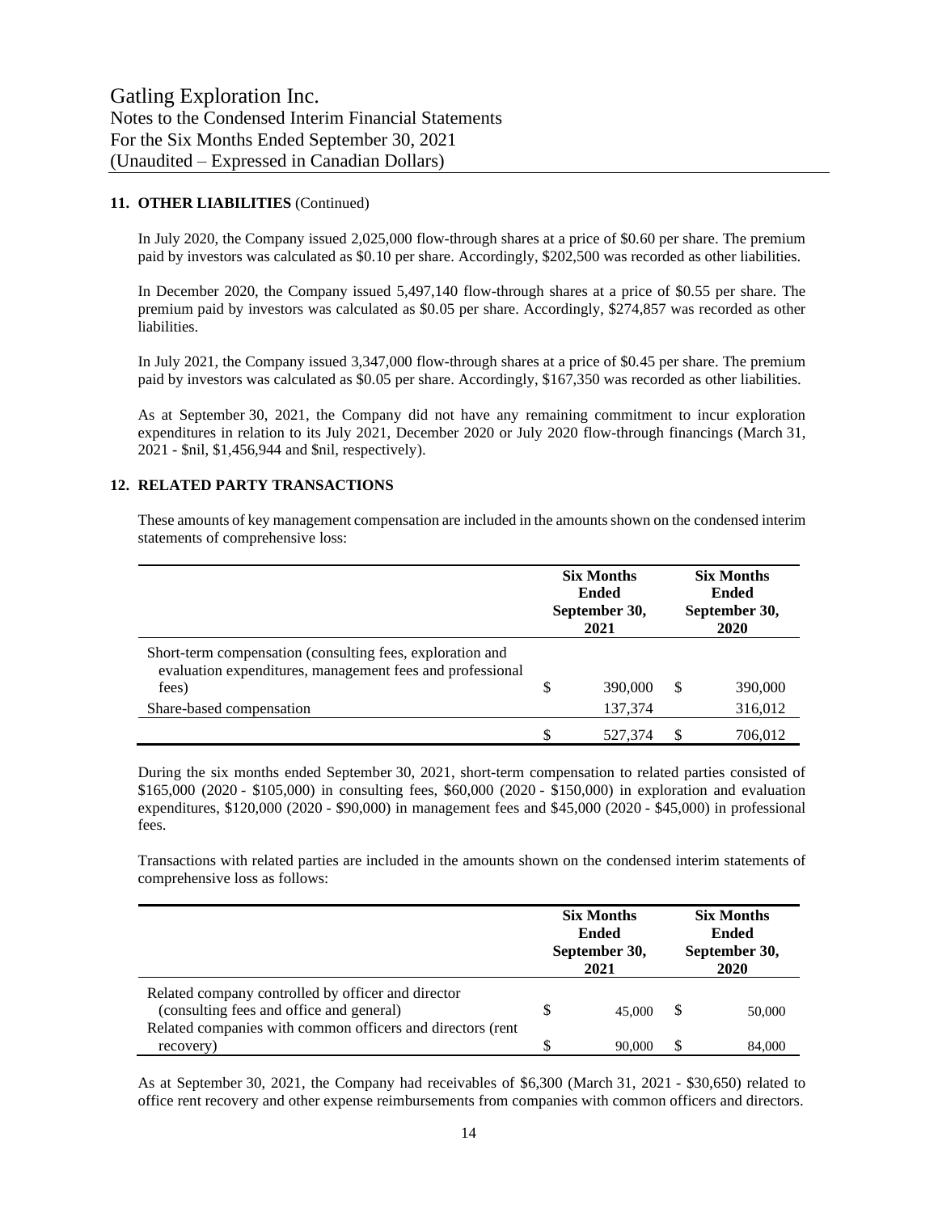## 11. OTHER LIABILITIES (Continued)

In July 2020, the Company issued 2,025,000 flow-through shares at a price of $0.60 per share. The premium paid by investors was calculated as $0.10 per share. Accordingly, $202,500 was recorded as other liabilities.

In December 2020, the Company issued 5,497,140 flow-through shares at a price of $0.55 per share. The premium paid by investors was calculated as $0.05 per share. Accordingly, $274,857 was recorded as other liabilities.

In July 2021, the Company issued 3,347,000 flow-through shares at a price of $0.45 per share. The premium paid by investors was calculated as $0.05 per share. Accordingly, $167,350 was recorded as other liabilities.

As at September 30, 2021, the Company did not have any remaining commitment to incur exploration expenditures in relation to its July 2021, December 2020 or July 2020 flow-through financings (March 31, 2021 - $nil, $1,456,944 and $nil, respectively).

## 12. RELATED PARTY TRANSACTIONS

These amounts of key management compensation are included in the amounts shown on the condensed interim statements of comprehensive loss:

| | Six Months Ended September 30, 2021 | Six Months Ended September 30, 2020 |
|---|---|---|
| Short-term compensation (consulting fees, exploration and evaluation expenditures, management fees and professional fees) | $ 390,000 | $ 390,000 |
| Share-based compensation | 137,374 | 316,012 |
| | $ 527,374 | $ 706,012 |

During the six months ended September 30, 2021, short-term compensation to related parties consisted of $165,000 (2020 - $105,000) in consulting fees, $60,000 (2020 - $150,000) in exploration and evaluation expenditures, $120,000 (2020 - $90,000) in management fees and $45,000 (2020 - $45,000) in professional fees.

Transactions with related parties are included in the amounts shown on the condensed interim statements of comprehensive loss as follows:

| | Six Months Ended September 30, 2021 | Six Months Ended September 30, 2020 |
|---|---|---|
| Related company controlled by officer and director (consulting fees and office and general) | $ 45,000 | $ 50,000 |
| Related companies with common officers and directors (rent recovery) | $ 90,000 | $ 84,000 |

As at September 30, 2021, the Company had receivables of $6,300 (March 31, 2021 - $30,650) related to office rent recovery and other expense reimbursements from companies with common officers and directors.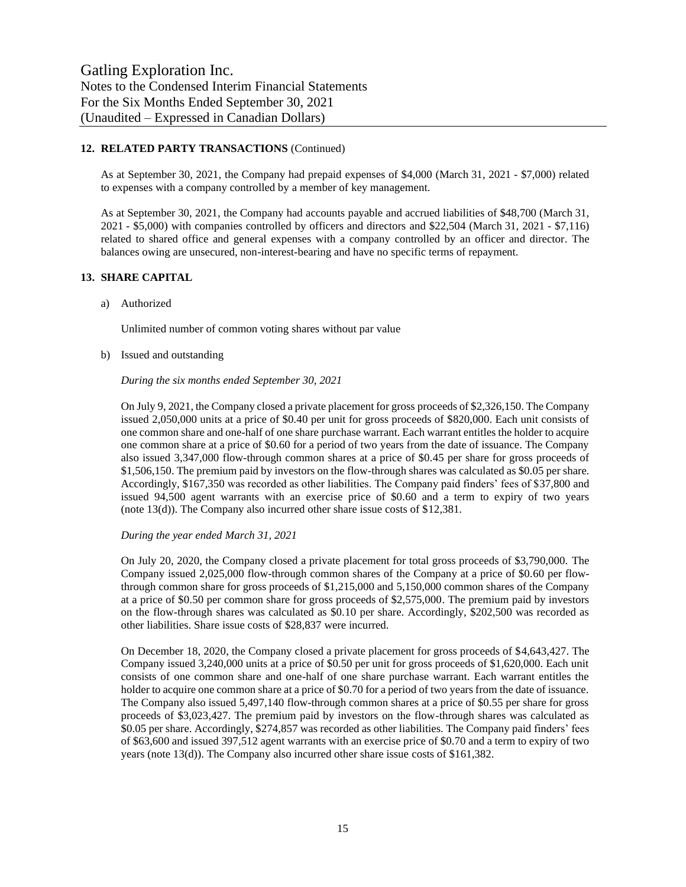## 12. RELATED PARTY TRANSACTIONS (Continued)

As at September 30, 2021, the Company had prepaid expenses of $4,000 (March 31, 2021 - $7,000) related to expenses with a company controlled by a member of key management.

As at September 30, 2021, the Company had accounts payable and accrued liabilities of $48,700 (March 31, 2021 - $5,000) with companies controlled by officers and directors and $22,504 (March 31, 2021 - $7,116) related to shared office and general expenses with a company controlled by an officer and director. The balances owing are unsecured, non-interest-bearing and have no specific terms of repayment.

## 13. SHARE CAPITAL

a) Authorized

Unlimited number of common voting shares without par value

b) Issued and outstanding

*During the six months ended September 30, 2021*

On July 9, 2021, the Company closed a private placement for gross proceeds of $2,326,150. The Company issued 2,050,000 units at a price of $0.40 per unit for gross proceeds of $820,000. Each unit consists of one common share and one-half of one share purchase warrant. Each warrant entitles the holder to acquire one common share at a price of $0.60 for a period of two years from the date of issuance. The Company also issued 3,347,000 flow-through common shares at a price of $0.45 per share for gross proceeds of $1,506,150. The premium paid by investors on the flow-through shares was calculated as $0.05 per share. Accordingly, $167,350 was recorded as other liabilities. The Company paid finders' fees of $37,800 and issued 94,500 agent warrants with an exercise price of $0.60 and a term to expiry of two years (note 13(d)). The Company also incurred other share issue costs of $12,381.

*During the year ended March 31, 2021*

On July 20, 2020, the Company closed a private placement for total gross proceeds of $3,790,000. The Company issued 2,025,000 flow-through common shares of the Company at a price of $0.60 per flow-through common share for gross proceeds of $1,215,000 and 5,150,000 common shares of the Company at a price of $0.50 per common share for gross proceeds of $2,575,000. The premium paid by investors on the flow-through shares was calculated as $0.10 per share. Accordingly, $202,500 was recorded as other liabilities. Share issue costs of $28,837 were incurred.

On December 18, 2020, the Company closed a private placement for gross proceeds of $4,643,427. The Company issued 3,240,000 units at a price of $0.50 per unit for gross proceeds of $1,620,000. Each unit consists of one common share and one-half of one share purchase warrant. Each warrant entitles the holder to acquire one common share at a price of $0.70 for a period of two years from the date of issuance. The Company also issued 5,497,140 flow-through common shares at a price of $0.55 per share for gross proceeds of $3,023,427. The premium paid by investors on the flow-through shares was calculated as $0.05 per share. Accordingly, $274,857 was recorded as other liabilities. The Company paid finders' fees of $63,600 and issued 397,512 agent warrants with an exercise price of $0.70 and a term to expiry of two years (note 13(d)). The Company also incurred other share issue costs of $161,382.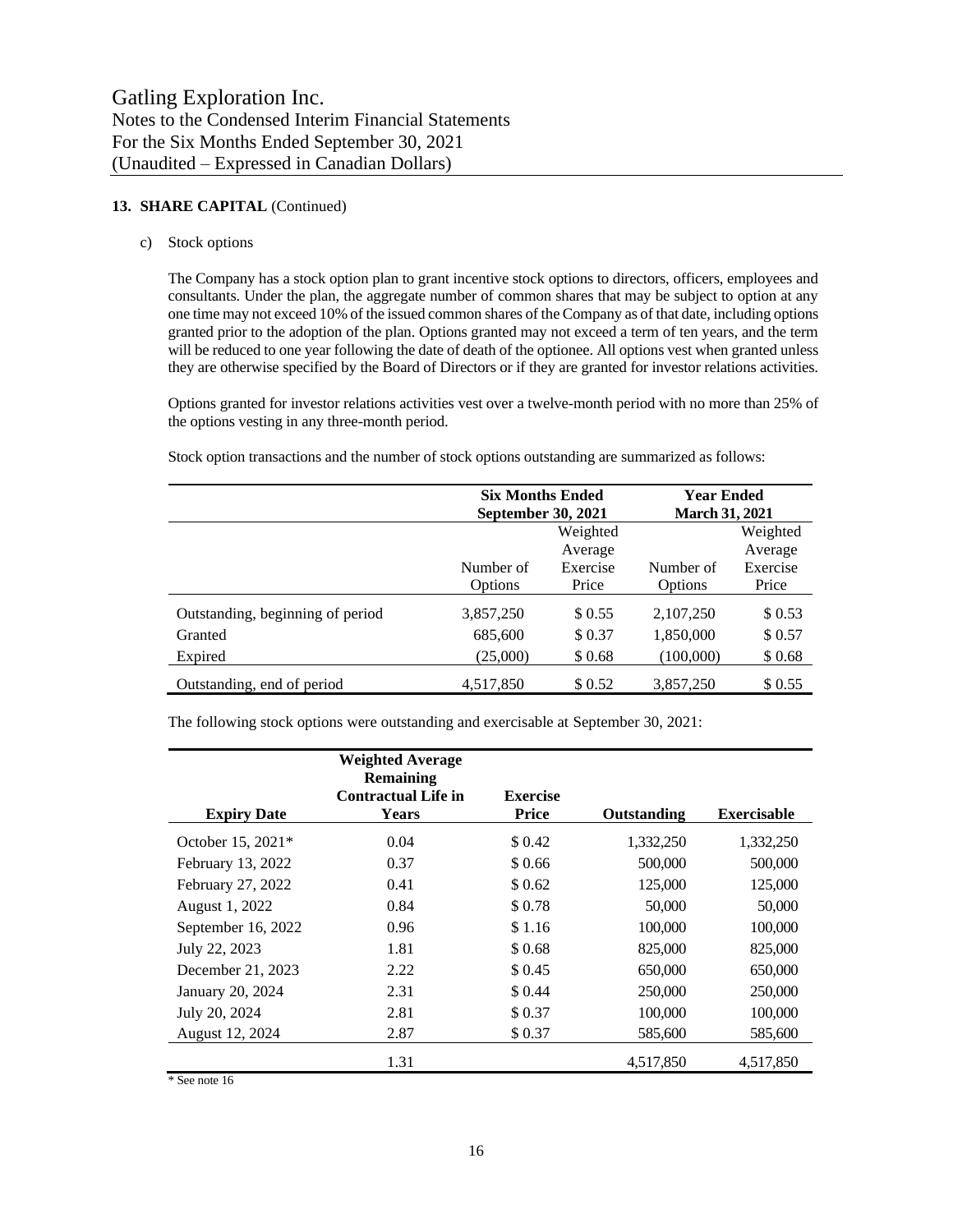**13. SHARE CAPITAL** (Continued)

c) Stock options

The Company has a stock option plan to grant incentive stock options to directors, officers, employees and consultants. Under the plan, the aggregate number of common shares that may be subject to option at any one time may not exceed 10% of the issued common shares of the Company as of that date, including options granted prior to the adoption of the plan. Options granted may not exceed a term of ten years, and the term will be reduced to one year following the date of death of the optionee. All options vest when granted unless they are otherwise specified by the Board of Directors or if they are granted for investor relations activities.

Options granted for investor relations activities vest over a twelve-month period with no more than 25% of the options vesting in any three-month period.

Stock option transactions and the number of stock options outstanding are summarized as follows:

| | **Six Months Ended September 30, 2021** | | **Year Ended March 31, 2021** | |
|---|---|---|---|---|
| | Number of Options | Weighted Average Exercise Price | Number of Options | Weighted Average Exercise Price |
| Outstanding, beginning of period | 3,857,250 | $ 0.55 | 2,107,250 | $ 0.53 |
| Granted | 685,600 | $ 0.37 | 1,850,000 | $ 0.57 |
| Expired | (25,000) | $ 0.68 | (100,000) | $ 0.68 |
| Outstanding, end of period | 4,517,850 | $ 0.52 | 3,857,250 | $ 0.55 |

The following stock options were outstanding and exercisable at September 30, 2021:

| **Expiry Date** | **Weighted Average Remaining Contractual Life in Years** | **Exercise Price** | **Outstanding** | **Exercisable** |
|---|---|---|---|---|
| October 15, 2021* | 0.04 | $ 0.42 | 1,332,250 | 1,332,250 |
| February 13, 2022 | 0.37 | $ 0.66 | 500,000 | 500,000 |
| February 27, 2022 | 0.41 | $ 0.62 | 125,000 | 125,000 |
| August 1, 2022 | 0.84 | $ 0.78 | 50,000 | 50,000 |
| September 16, 2022 | 0.96 | $ 1.16 | 100,000 | 100,000 |
| July 22, 2023 | 1.81 | $ 0.68 | 825,000 | 825,000 |
| December 21, 2023 | 2.22 | $ 0.45 | 650,000 | 650,000 |
| January 20, 2024 | 2.31 | $ 0.44 | 250,000 | 250,000 |
| July 20, 2024 | 2.81 | $ 0.37 | 100,000 | 100,000 |
| August 12, 2024 | 2.87 | $ 0.37 | 585,600 | 585,600 |
| | 1.31 | | 4,517,850 | 4,517,850 |

\* See note 16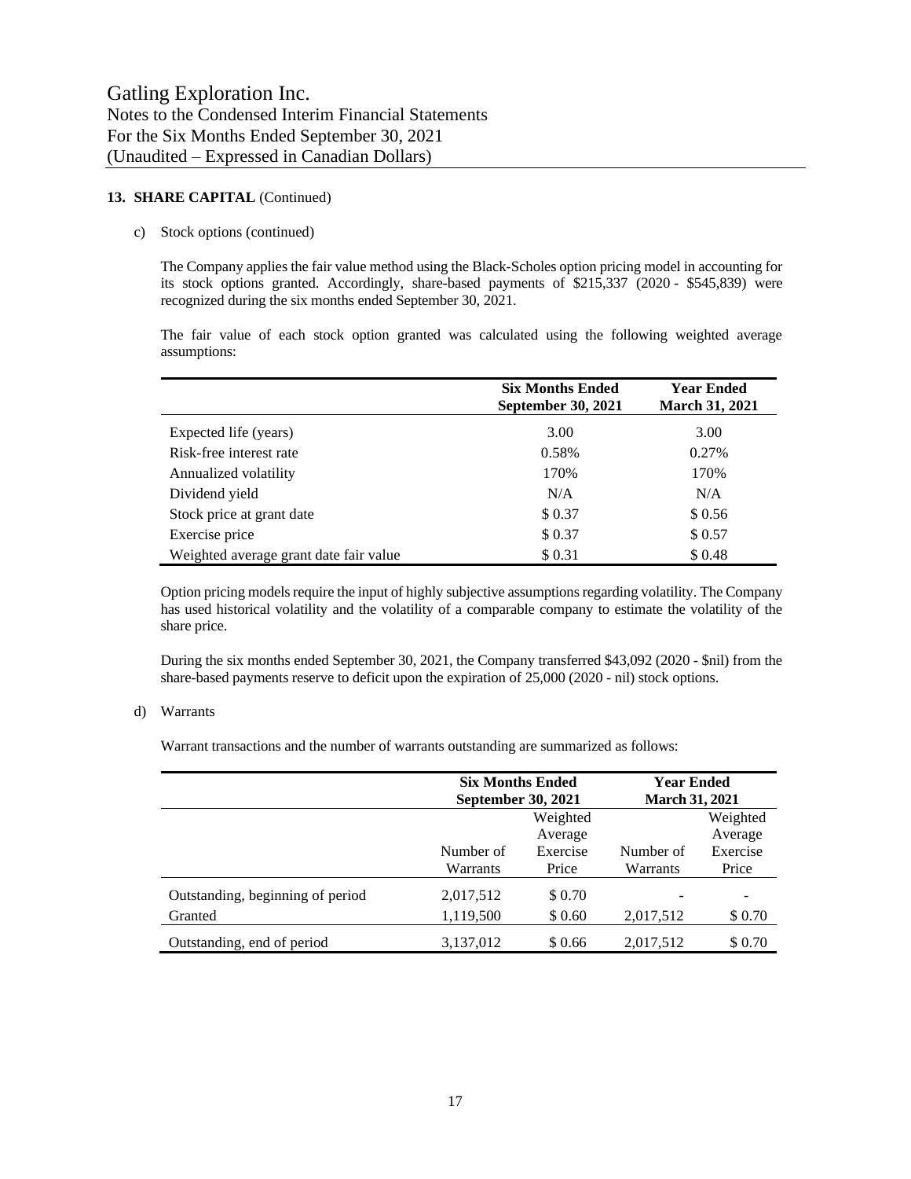Gatling Exploration Inc.
Notes to the Condensed Interim Financial Statements
For the Six Months Ended September 30, 2021
(Unaudited – Expressed in Canadian Dollars)

## 13. SHARE CAPITAL (Continued)

c) Stock options (continued)

The Company applies the fair value method using the Black-Scholes option pricing model in accounting for its stock options granted. Accordingly, share-based payments of $215,337 (2020 - $545,839) were recognized during the six months ended September 30, 2021.

The fair value of each stock option granted was calculated using the following weighted average assumptions:

| | Six Months Ended September 30, 2021 | Year Ended March 31, 2021 |
|---|---|---|
| Expected life (years) | 3.00 | 3.00 |
| Risk-free interest rate | 0.58% | 0.27% |
| Annualized volatility | 170% | 170% |
| Dividend yield | N/A | N/A |
| Stock price at grant date | $ 0.37 | $ 0.56 |
| Exercise price | $ 0.37 | $ 0.57 |
| Weighted average grant date fair value | $ 0.31 | $ 0.48 |

Option pricing models require the input of highly subjective assumptions regarding volatility. The Company has used historical volatility and the volatility of a comparable company to estimate the volatility of the share price.

During the six months ended September 30, 2021, the Company transferred $43,092 (2020 - $nil) from the share-based payments reserve to deficit upon the expiration of 25,000 (2020 - nil) stock options.

d) Warrants

Warrant transactions and the number of warrants outstanding are summarized as follows:

| | Six Months Ended September 30, 2021 | | Year Ended March 31, 2021 | |
|---|---|---|---|---|
| | Number of Warrants | Weighted Average Exercise Price | Number of Warrants | Weighted Average Exercise Price |
| Outstanding, beginning of period | 2,017,512 | $ 0.70 | - | - |
| Granted | 1,119,500 | $ 0.60 | 2,017,512 | $ 0.70 |
| Outstanding, end of period | 3,137,012 | $ 0.66 | 2,017,512 | $ 0.70 |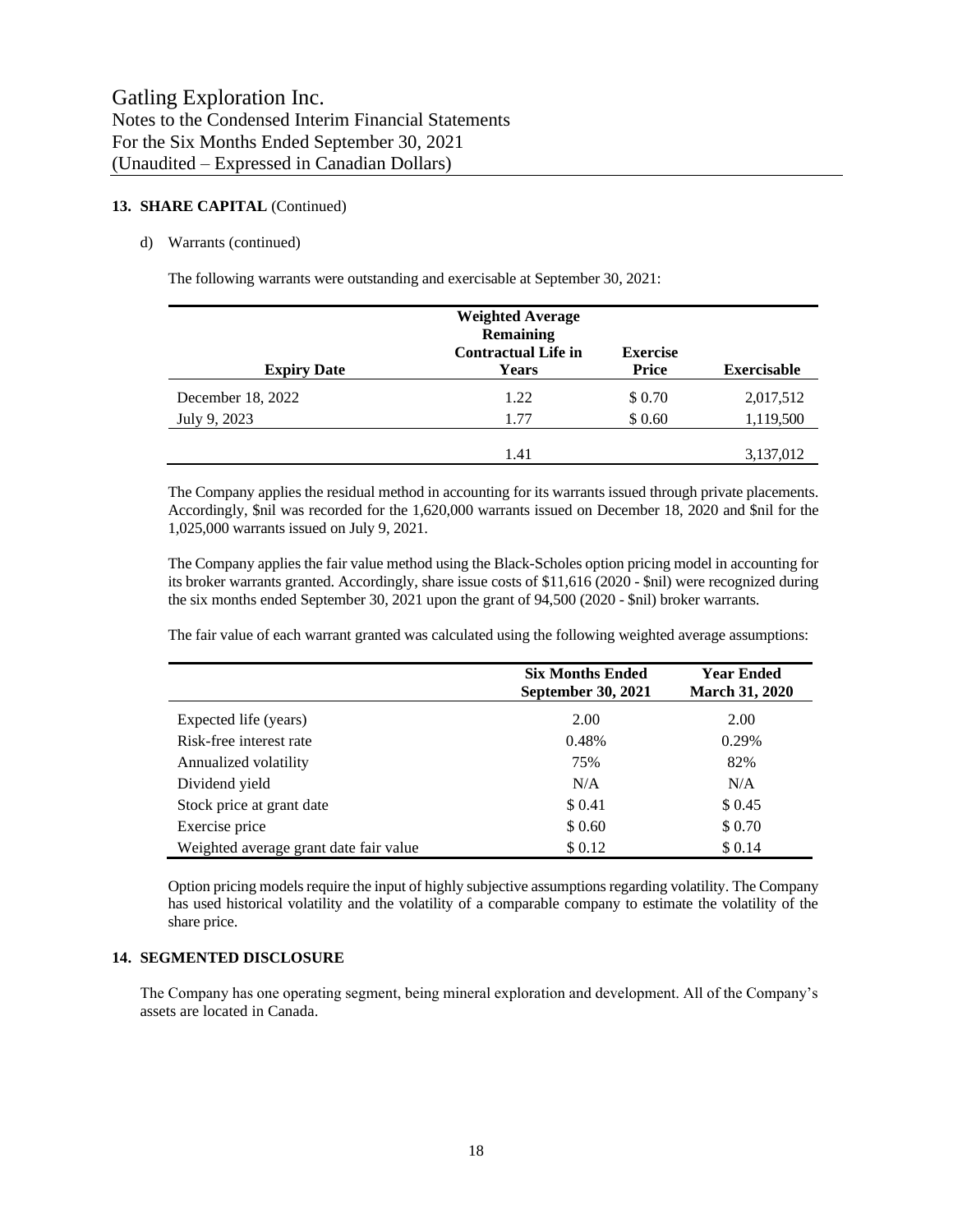**13. SHARE CAPITAL** (Continued)

d) Warrants (continued)

The following warrants were outstanding and exercisable at September 30, 2021:

| Expiry Date | Weighted Average Remaining Contractual Life in Years | Exercise Price | Exercisable |
|---|---|---|---|
| December 18, 2022 | 1.22 | $ 0.70 | 2,017,512 |
| July 9, 2023 | 1.77 | $ 0.60 | 1,119,500 |
| | 1.41 | | 3,137,012 |

The Company applies the residual method in accounting for its warrants issued through private placements. Accordingly, $nil was recorded for the 1,620,000 warrants issued on December 18, 2020 and $nil for the 1,025,000 warrants issued on July 9, 2021.

The Company applies the fair value method using the Black-Scholes option pricing model in accounting for its broker warrants granted. Accordingly, share issue costs of $11,616 (2020 - $nil) were recognized during the six months ended September 30, 2021 upon the grant of 94,500 (2020 - $nil) broker warrants.

The fair value of each warrant granted was calculated using the following weighted average assumptions:

| | Six Months Ended September 30, 2021 | Year Ended March 31, 2020 |
|---|---|---|
| Expected life (years) | 2.00 | 2.00 |
| Risk-free interest rate | 0.48% | 0.29% |
| Annualized volatility | 75% | 82% |
| Dividend yield | N/A | N/A |
| Stock price at grant date | $ 0.41 | $ 0.45 |
| Exercise price | $ 0.60 | $ 0.70 |
| Weighted average grant date fair value | $ 0.12 | $ 0.14 |

Option pricing models require the input of highly subjective assumptions regarding volatility. The Company has used historical volatility and the volatility of a comparable company to estimate the volatility of the share price.

**14. SEGMENTED DISCLOSURE**

The Company has one operating segment, being mineral exploration and development. All of the Company's assets are located in Canada.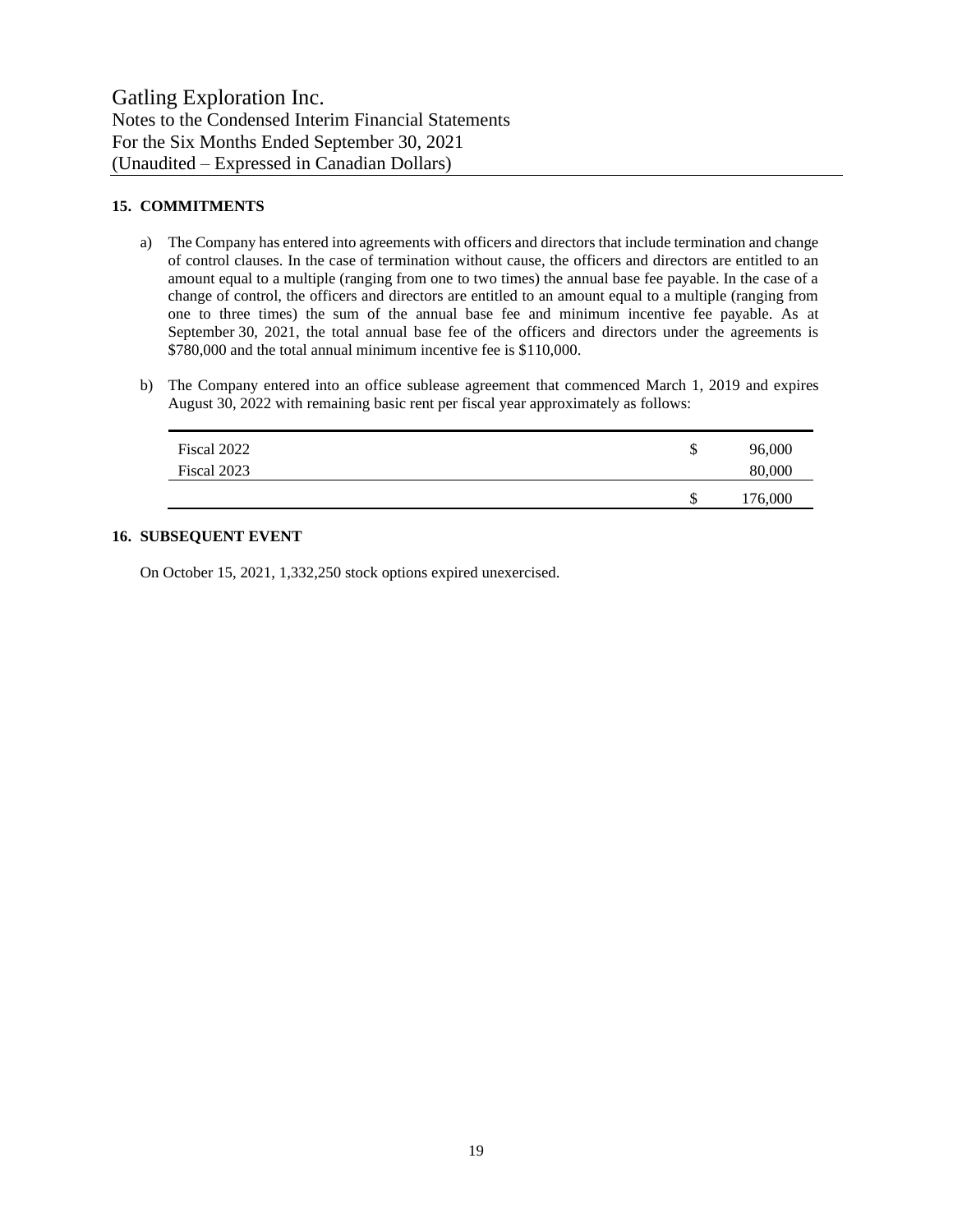## 15. COMMITMENTS

a) The Company has entered into agreements with officers and directors that include termination and change of control clauses. In the case of termination without cause, the officers and directors are entitled to an amount equal to a multiple (ranging from one to two times) the annual base fee payable. In the case of a change of control, the officers and directors are entitled to an amount equal to a multiple (ranging from one to three times) the sum of the annual base fee and minimum incentive fee payable. As at September 30, 2021, the total annual base fee of the officers and directors under the agreements is $780,000 and the total annual minimum incentive fee is $110,000.

b) The Company entered into an office sublease agreement that commenced March 1, 2019 and expires August 30, 2022 with remaining basic rent per fiscal year approximately as follows:

| | | |
|---|---|---|
| Fiscal 2022 | $ | 96,000 |
| Fiscal 2023 | | 80,000 |
| | $ | 176,000 |

## 16. SUBSEQUENT EVENT

On October 15, 2021, 1,332,250 stock options expired unexercised.